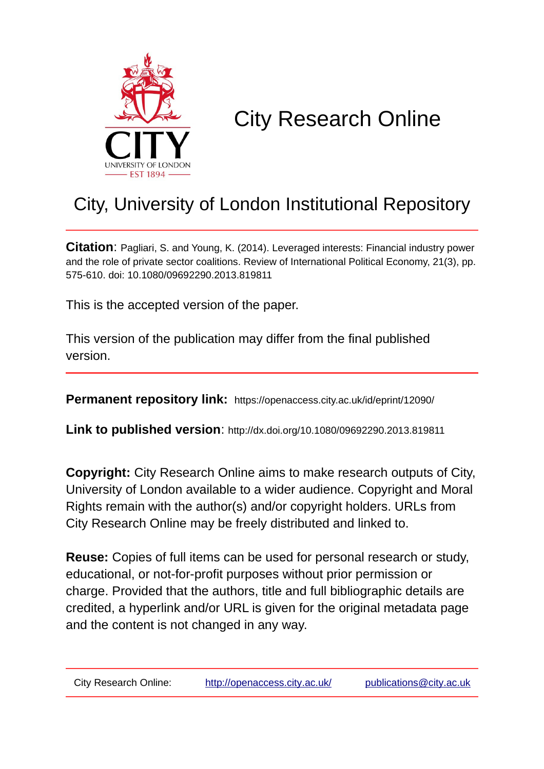# City Research Online

## City, University of London Institutional Repository

**Citation**: Pagliari, S. and Young, K. (2014). Leveraged interests: Financial industry power and the role of private sector coalitions. Review of International Political Economy, 21(3), pp. 575-610. doi: 10.1080/09692290.2013.819811

This is the accepted version of the paper.

This version of the publication may differ from the final published version.

**Permanent repository link:** https://openaccess.city.ac.uk/id/eprint/12090/

**Link to published version**: http://dx.doi.org/10.1080/09692290.2013.819811

**Copyright:** City Research Online aims to make research outputs of City, University of London available to a wider audience. Copyright and Moral Rights remain with the author(s) and/or copyright holders. URLs from City Research Online may be freely distributed and linked to.

**Reuse:** Copies of full items can be used for personal research or study, educational, or not-for-profit purposes without prior permission or charge. Provided that the authors, title and full bibliographic details are credited, a hyperlink and/or URL is given for the original metadata page and the content is not changed in any way.

| City Research Online: | http://openaccess.city.ac.uk/ | publications@city.ac.uk |
|---|---|---|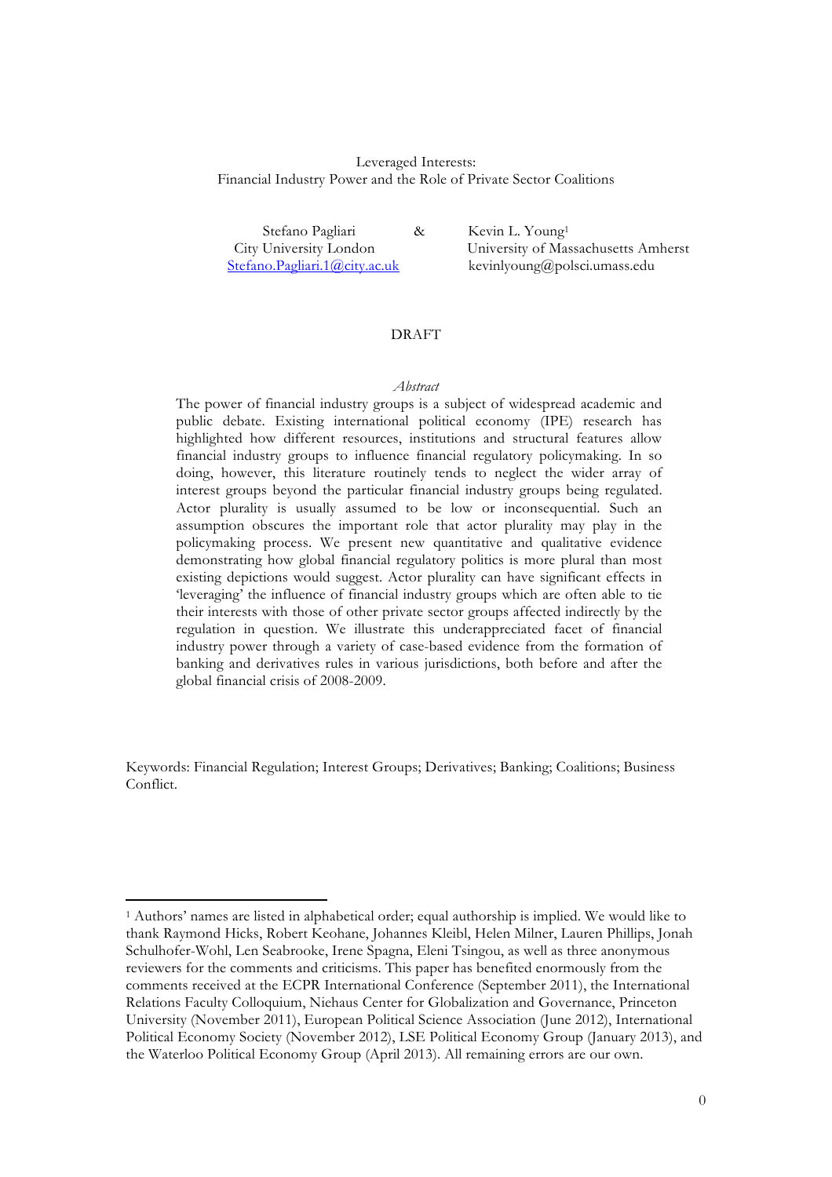Leveraged Interests:
Financial Industry Power and the Role of Private Sector Coalitions

Stefano Pagliari & Kevin L. Young[1]

City University London
Stefano.Pagliari.1@city.ac.uk

University of Massachusetts Amherst
kevinlyoung@polsci.umass.edu

DRAFT

*Abstract*

The power of financial industry groups is a subject of widespread academic and public debate. Existing international political economy (IPE) research has highlighted how different resources, institutions and structural features allow financial industry groups to influence financial regulatory policymaking. In so doing, however, this literature routinely tends to neglect the wider array of interest groups beyond the particular financial industry groups being regulated. Actor plurality is usually assumed to be low or inconsequential. Such an assumption obscures the important role that actor plurality may play in the policymaking process. We present new quantitative and qualitative evidence demonstrating how global financial regulatory politics is more plural than most existing depictions would suggest. Actor plurality can have significant effects in 'leveraging' the influence of financial industry groups which are often able to tie their interests with those of other private sector groups affected indirectly by the regulation in question. We illustrate this underappreciated facet of financial industry power through a variety of case-based evidence from the formation of banking and derivatives rules in various jurisdictions, both before and after the global financial crisis of 2008-2009.

Keywords: Financial Regulation; Interest Groups; Derivatives; Banking; Coalitions; Business Conflict.

[1] Authors' names are listed in alphabetical order; equal authorship is implied. We would like to thank Raymond Hicks, Robert Keohane, Johannes Kleibl, Helen Milner, Lauren Phillips, Jonah Schulhofer-Wohl, Len Seabrooke, Irene Spagna, Eleni Tsingou, as well as three anonymous reviewers for the comments and criticisms. This paper has benefited enormously from the comments received at the ECPR International Conference (September 2011), the International Relations Faculty Colloquium, Niehaus Center for Globalization and Governance, Princeton University (November 2011), European Political Science Association (June 2012), International Political Economy Society (November 2012), LSE Political Economy Group (January 2013), and the Waterloo Political Economy Group (April 2013). All remaining errors are our own.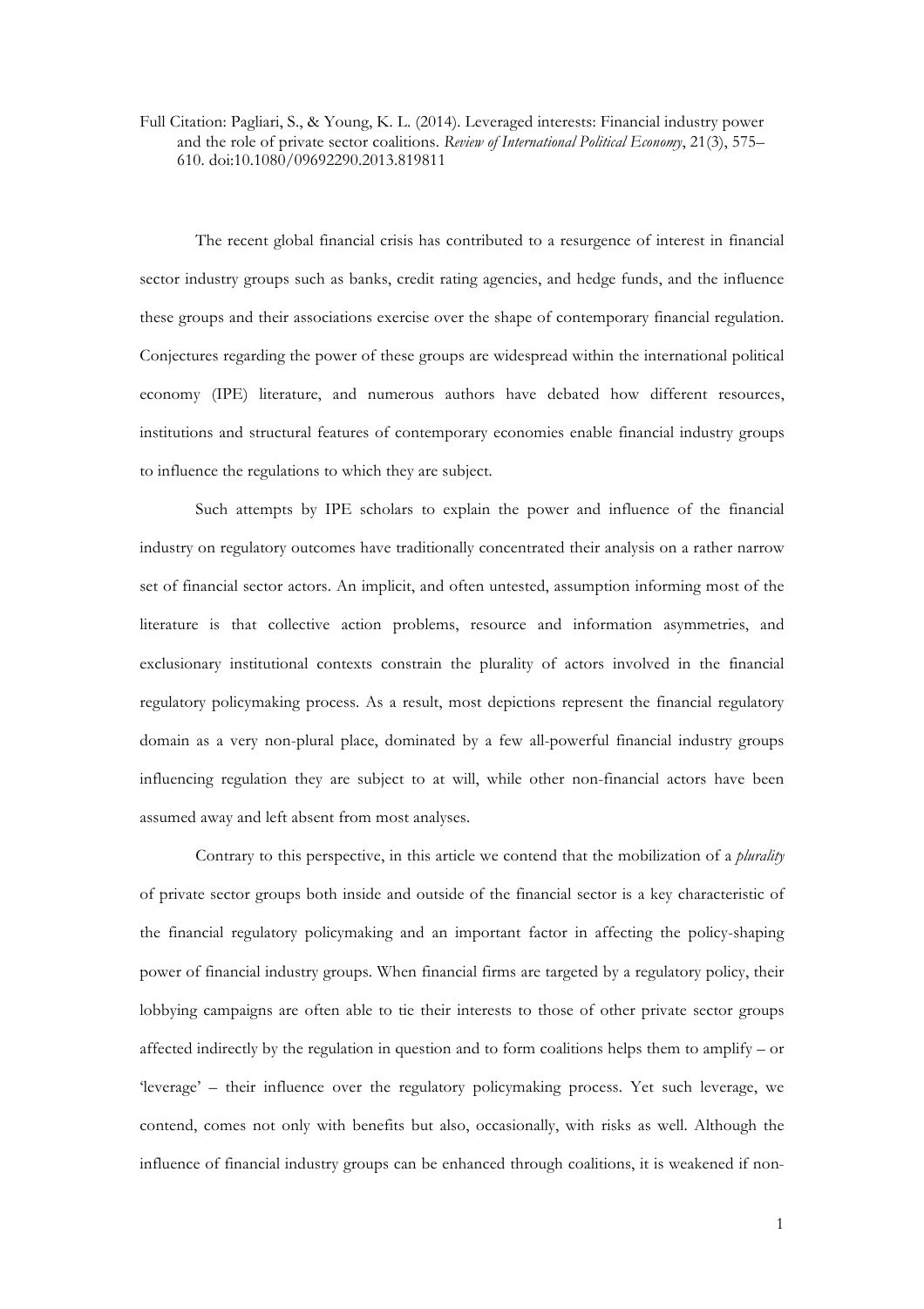Full Citation: Pagliari, S., & Young, K. L. (2014). Leveraged interests: Financial industry power and the role of private sector coalitions. *Review of International Political Economy*, 21(3), 575–610. doi:10.1080/09692290.2013.819811

The recent global financial crisis has contributed to a resurgence of interest in financial sector industry groups such as banks, credit rating agencies, and hedge funds, and the influence these groups and their associations exercise over the shape of contemporary financial regulation. Conjectures regarding the power of these groups are widespread within the international political economy (IPE) literature, and numerous authors have debated how different resources, institutions and structural features of contemporary economies enable financial industry groups to influence the regulations to which they are subject.

Such attempts by IPE scholars to explain the power and influence of the financial industry on regulatory outcomes have traditionally concentrated their analysis on a rather narrow set of financial sector actors. An implicit, and often untested, assumption informing most of the literature is that collective action problems, resource and information asymmetries, and exclusionary institutional contexts constrain the plurality of actors involved in the financial regulatory policymaking process. As a result, most depictions represent the financial regulatory domain as a very non-plural place, dominated by a few all-powerful financial industry groups influencing regulation they are subject to at will, while other non-financial actors have been assumed away and left absent from most analyses.

Contrary to this perspective, in this article we contend that the mobilization of a *plurality* of private sector groups both inside and outside of the financial sector is a key characteristic of the financial regulatory policymaking and an important factor in affecting the policy-shaping power of financial industry groups. When financial firms are targeted by a regulatory policy, their lobbying campaigns are often able to tie their interests to those of other private sector groups affected indirectly by the regulation in question and to form coalitions helps them to amplify – or 'leverage' – their influence over the regulatory policymaking process. Yet such leverage, we contend, comes not only with benefits but also, occasionally, with risks as well. Although the influence of financial industry groups can be enhanced through coalitions, it is weakened if non-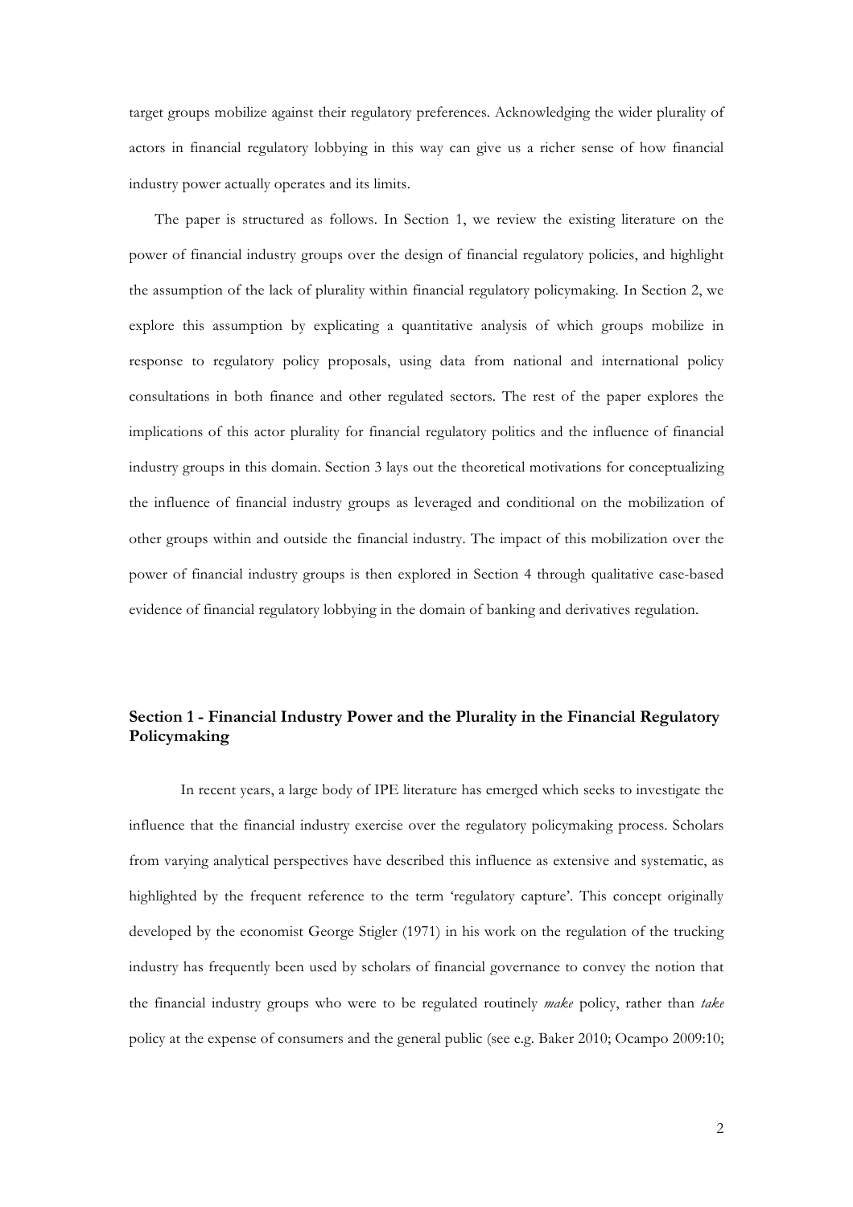target groups mobilize against their regulatory preferences. Acknowledging the wider plurality of actors in financial regulatory lobbying in this way can give us a richer sense of how financial industry power actually operates and its limits.

The paper is structured as follows. In Section 1, we review the existing literature on the power of financial industry groups over the design of financial regulatory policies, and highlight the assumption of the lack of plurality within financial regulatory policymaking. In Section 2, we explore this assumption by explicating a quantitative analysis of which groups mobilize in response to regulatory policy proposals, using data from national and international policy consultations in both finance and other regulated sectors. The rest of the paper explores the implications of this actor plurality for financial regulatory politics and the influence of financial industry groups in this domain. Section 3 lays out the theoretical motivations for conceptualizing the influence of financial industry groups as leveraged and conditional on the mobilization of other groups within and outside the financial industry. The impact of this mobilization over the power of financial industry groups is then explored in Section 4 through qualitative case-based evidence of financial regulatory lobbying in the domain of banking and derivatives regulation.

## Section 1 - Financial Industry Power and the Plurality in the Financial Regulatory Policymaking

In recent years, a large body of IPE literature has emerged which seeks to investigate the influence that the financial industry exercise over the regulatory policymaking process. Scholars from varying analytical perspectives have described this influence as extensive and systematic, as highlighted by the frequent reference to the term 'regulatory capture'. This concept originally developed by the economist George Stigler (1971) in his work on the regulation of the trucking industry has frequently been used by scholars of financial governance to convey the notion that the financial industry groups who were to be regulated routinely *make* policy, rather than *take* policy at the expense of consumers and the general public (see e.g. Baker 2010; Ocampo 2009:10;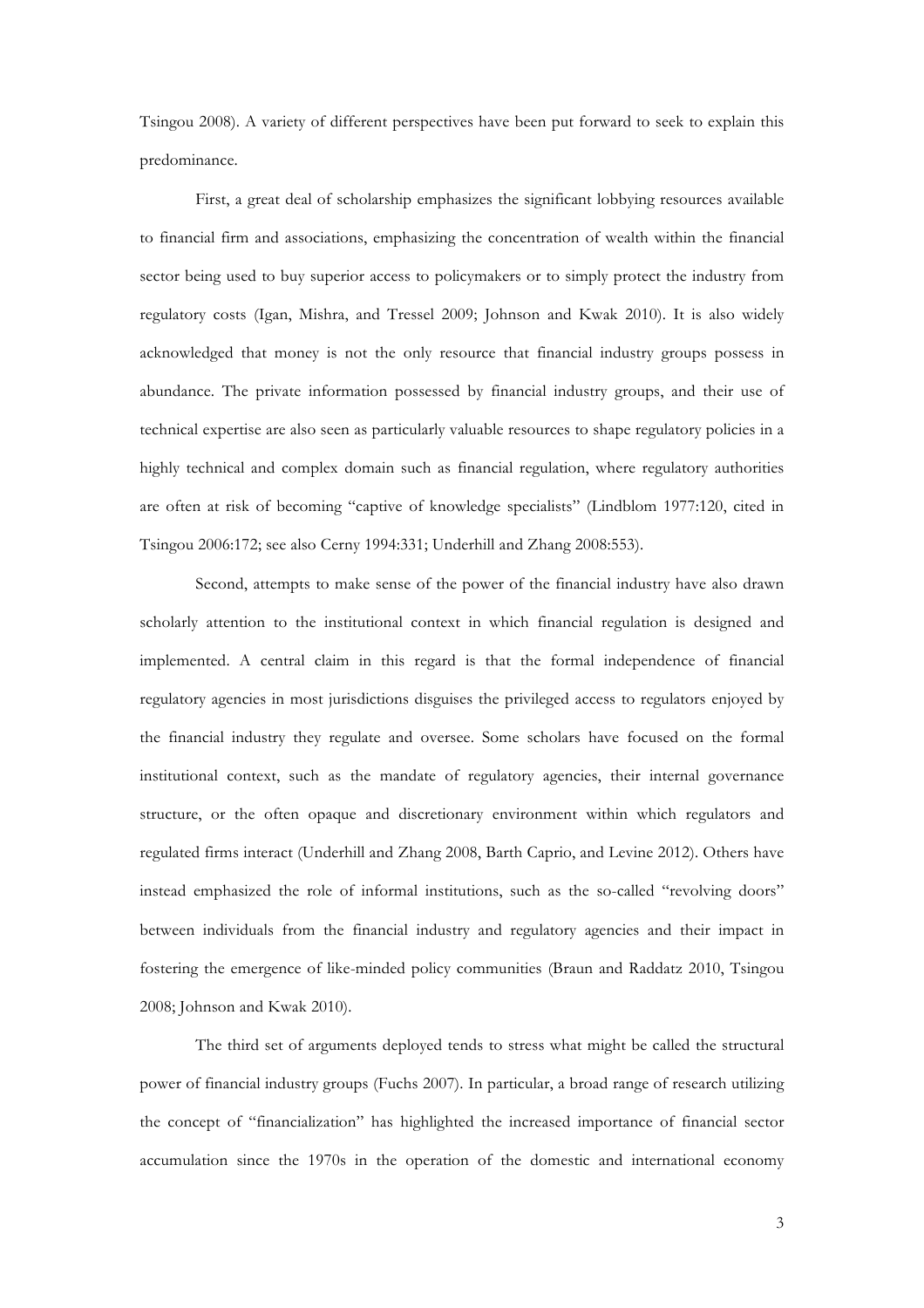Tsingou 2008). A variety of different perspectives have been put forward to seek to explain this predominance.

First, a great deal of scholarship emphasizes the significant lobbying resources available to financial firm and associations, emphasizing the concentration of wealth within the financial sector being used to buy superior access to policymakers or to simply protect the industry from regulatory costs (Igan, Mishra, and Tressel 2009; Johnson and Kwak 2010). It is also widely acknowledged that money is not the only resource that financial industry groups possess in abundance. The private information possessed by financial industry groups, and their use of technical expertise are also seen as particularly valuable resources to shape regulatory policies in a highly technical and complex domain such as financial regulation, where regulatory authorities are often at risk of becoming "captive of knowledge specialists" (Lindblom 1977:120, cited in Tsingou 2006:172; see also Cerny 1994:331; Underhill and Zhang 2008:553).

Second, attempts to make sense of the power of the financial industry have also drawn scholarly attention to the institutional context in which financial regulation is designed and implemented. A central claim in this regard is that the formal independence of financial regulatory agencies in most jurisdictions disguises the privileged access to regulators enjoyed by the financial industry they regulate and oversee. Some scholars have focused on the formal institutional context, such as the mandate of regulatory agencies, their internal governance structure, or the often opaque and discretionary environment within which regulators and regulated firms interact (Underhill and Zhang 2008, Barth Caprio, and Levine 2012). Others have instead emphasized the role of informal institutions, such as the so-called "revolving doors" between individuals from the financial industry and regulatory agencies and their impact in fostering the emergence of like-minded policy communities (Braun and Raddatz 2010, Tsingou 2008; Johnson and Kwak 2010).

The third set of arguments deployed tends to stress what might be called the structural power of financial industry groups (Fuchs 2007). In particular, a broad range of research utilizing the concept of "financialization" has highlighted the increased importance of financial sector accumulation since the 1970s in the operation of the domestic and international economy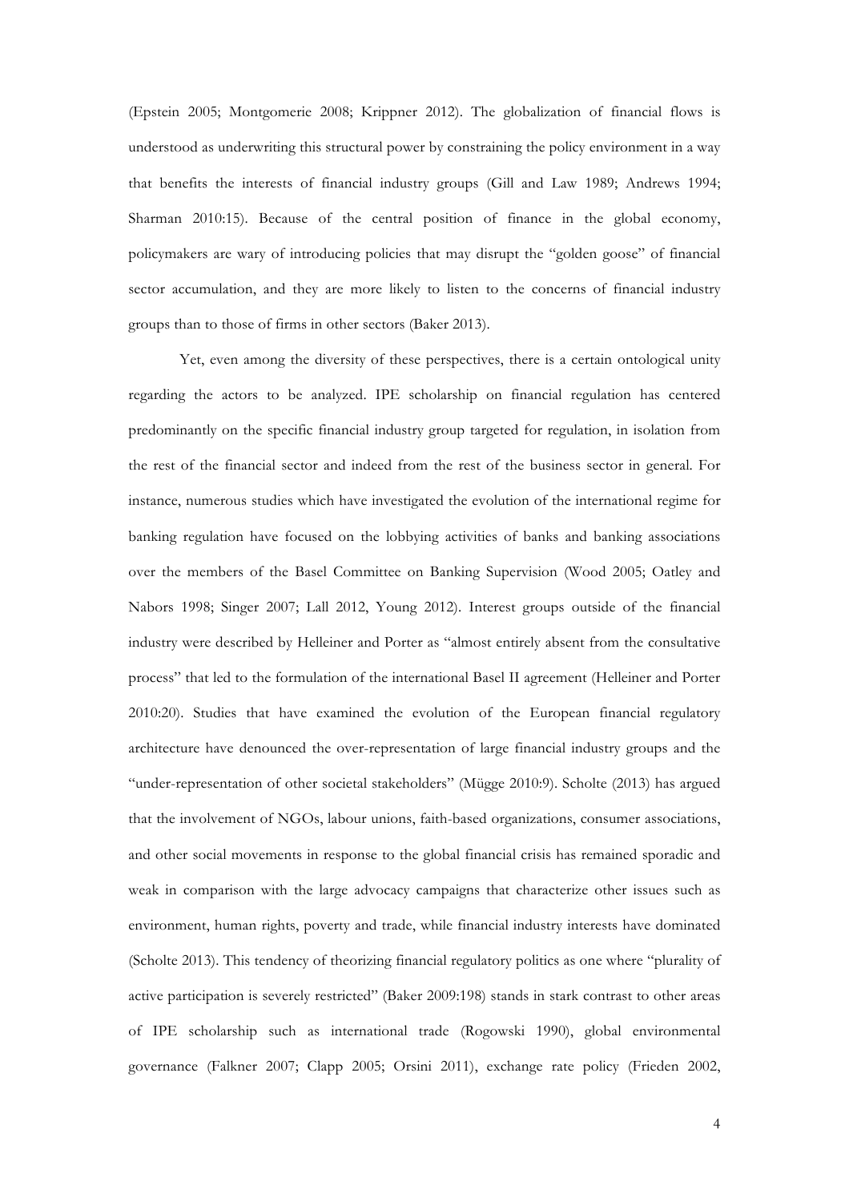(Epstein 2005; Montgomerie 2008; Krippner 2012). The globalization of financial flows is understood as underwriting this structural power by constraining the policy environment in a way that benefits the interests of financial industry groups (Gill and Law 1989; Andrews 1994; Sharman 2010:15). Because of the central position of finance in the global economy, policymakers are wary of introducing policies that may disrupt the "golden goose" of financial sector accumulation, and they are more likely to listen to the concerns of financial industry groups than to those of firms in other sectors (Baker 2013).

Yet, even among the diversity of these perspectives, there is a certain ontological unity regarding the actors to be analyzed. IPE scholarship on financial regulation has centered predominantly on the specific financial industry group targeted for regulation, in isolation from the rest of the financial sector and indeed from the rest of the business sector in general. For instance, numerous studies which have investigated the evolution of the international regime for banking regulation have focused on the lobbying activities of banks and banking associations over the members of the Basel Committee on Banking Supervision (Wood 2005; Oatley and Nabors 1998; Singer 2007; Lall 2012, Young 2012). Interest groups outside of the financial industry were described by Helleiner and Porter as "almost entirely absent from the consultative process" that led to the formulation of the international Basel II agreement (Helleiner and Porter 2010:20). Studies that have examined the evolution of the European financial regulatory architecture have denounced the over-representation of large financial industry groups and the "under-representation of other societal stakeholders" (Mügge 2010:9). Scholte (2013) has argued that the involvement of NGOs, labour unions, faith-based organizations, consumer associations, and other social movements in response to the global financial crisis has remained sporadic and weak in comparison with the large advocacy campaigns that characterize other issues such as environment, human rights, poverty and trade, while financial industry interests have dominated (Scholte 2013). This tendency of theorizing financial regulatory politics as one where "plurality of active participation is severely restricted" (Baker 2009:198) stands in stark contrast to other areas of IPE scholarship such as international trade (Rogowski 1990), global environmental governance (Falkner 2007; Clapp 2005; Orsini 2011), exchange rate policy (Frieden 2002,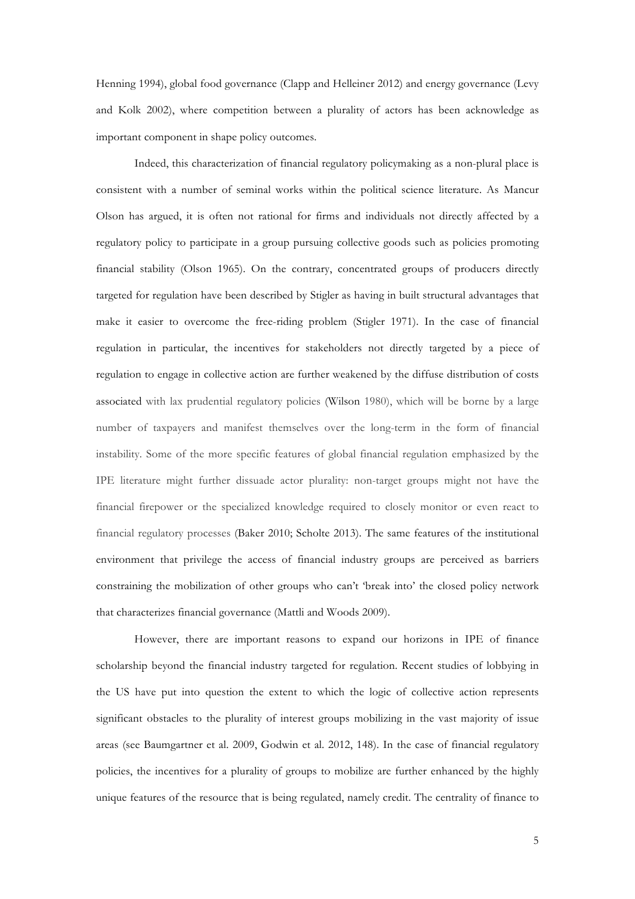Henning 1994), global food governance (Clapp and Helleiner 2012) and energy governance (Levy and Kolk 2002), where competition between a plurality of actors has been acknowledge as important component in shape policy outcomes.

Indeed, this characterization of financial regulatory policymaking as a non-plural place is consistent with a number of seminal works within the political science literature. As Mancur Olson has argued, it is often not rational for firms and individuals not directly affected by a regulatory policy to participate in a group pursuing collective goods such as policies promoting financial stability (Olson 1965). On the contrary, concentrated groups of producers directly targeted for regulation have been described by Stigler as having in built structural advantages that make it easier to overcome the free-riding problem (Stigler 1971). In the case of financial regulation in particular, the incentives for stakeholders not directly targeted by a piece of regulation to engage in collective action are further weakened by the diffuse distribution of costs associated with lax prudential regulatory policies (Wilson 1980), which will be borne by a large number of taxpayers and manifest themselves over the long-term in the form of financial instability. Some of the more specific features of global financial regulation emphasized by the IPE literature might further dissuade actor plurality: non-target groups might not have the financial firepower or the specialized knowledge required to closely monitor or even react to financial regulatory processes (Baker 2010; Scholte 2013). The same features of the institutional environment that privilege the access of financial industry groups are perceived as barriers constraining the mobilization of other groups who can't 'break into' the closed policy network that characterizes financial governance (Mattli and Woods 2009).

However, there are important reasons to expand our horizons in IPE of finance scholarship beyond the financial industry targeted for regulation. Recent studies of lobbying in the US have put into question the extent to which the logic of collective action represents significant obstacles to the plurality of interest groups mobilizing in the vast majority of issue areas (see Baumgartner et al. 2009, Godwin et al. 2012, 148). In the case of financial regulatory policies, the incentives for a plurality of groups to mobilize are further enhanced by the highly unique features of the resource that is being regulated, namely credit. The centrality of finance to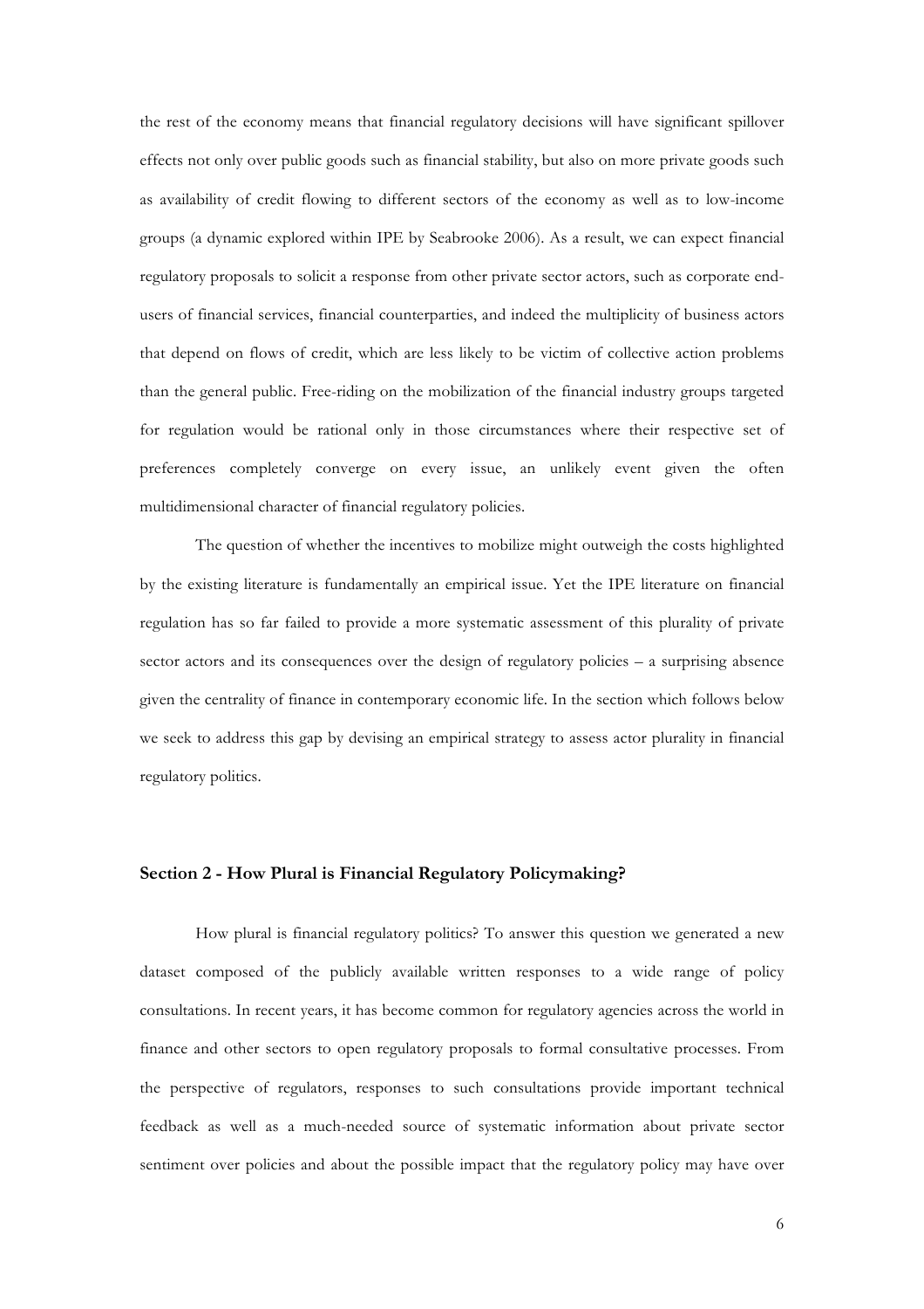the rest of the economy means that financial regulatory decisions will have significant spillover effects not only over public goods such as financial stability, but also on more private goods such as availability of credit flowing to different sectors of the economy as well as to low-income groups (a dynamic explored within IPE by Seabrooke 2006). As a result, we can expect financial regulatory proposals to solicit a response from other private sector actors, such as corporate end-users of financial services, financial counterparties, and indeed the multiplicity of business actors that depend on flows of credit, which are less likely to be victim of collective action problems than the general public. Free-riding on the mobilization of the financial industry groups targeted for regulation would be rational only in those circumstances where their respective set of preferences completely converge on every issue, an unlikely event given the often multidimensional character of financial regulatory policies.

The question of whether the incentives to mobilize might outweigh the costs highlighted by the existing literature is fundamentally an empirical issue. Yet the IPE literature on financial regulation has so far failed to provide a more systematic assessment of this plurality of private sector actors and its consequences over the design of regulatory policies – a surprising absence given the centrality of finance in contemporary economic life. In the section which follows below we seek to address this gap by devising an empirical strategy to assess actor plurality in financial regulatory politics.

## Section 2 - How Plural is Financial Regulatory Policymaking?

How plural is financial regulatory politics? To answer this question we generated a new dataset composed of the publicly available written responses to a wide range of policy consultations. In recent years, it has become common for regulatory agencies across the world in finance and other sectors to open regulatory proposals to formal consultative processes. From the perspective of regulators, responses to such consultations provide important technical feedback as well as a much-needed source of systematic information about private sector sentiment over policies and about the possible impact that the regulatory policy may have over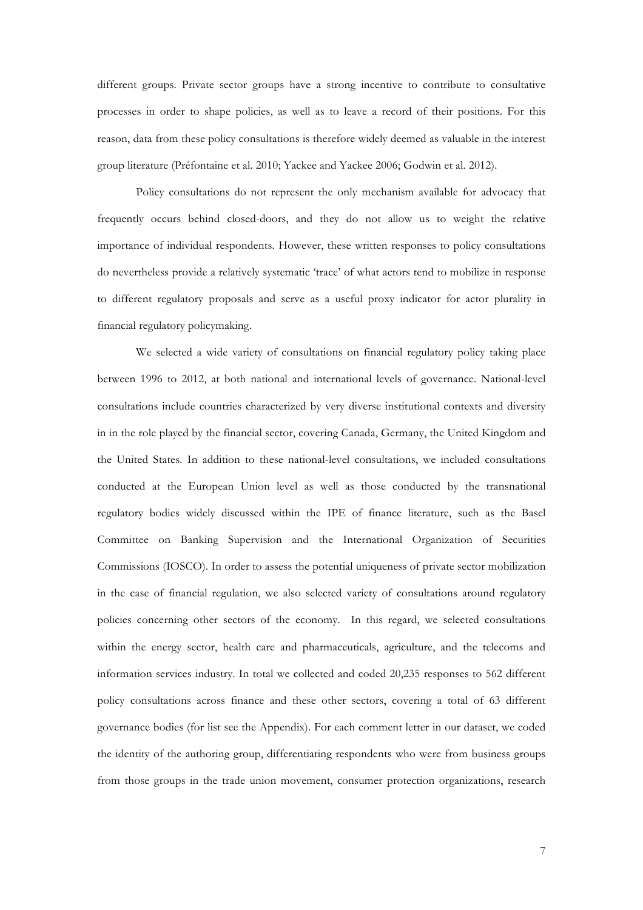different groups. Private sector groups have a strong incentive to contribute to consultative processes in order to shape policies, as well as to leave a record of their positions. For this reason, data from these policy consultations is therefore widely deemed as valuable in the interest group literature (Préfontaine et al. 2010; Yackee and Yackee 2006; Godwin et al. 2012).

Policy consultations do not represent the only mechanism available for advocacy that frequently occurs behind closed-doors, and they do not allow us to weight the relative importance of individual respondents. However, these written responses to policy consultations do nevertheless provide a relatively systematic 'trace' of what actors tend to mobilize in response to different regulatory proposals and serve as a useful proxy indicator for actor plurality in financial regulatory policymaking.

We selected a wide variety of consultations on financial regulatory policy taking place between 1996 to 2012, at both national and international levels of governance. National-level consultations include countries characterized by very diverse institutional contexts and diversity in in the role played by the financial sector, covering Canada, Germany, the United Kingdom and the United States. In addition to these national-level consultations, we included consultations conducted at the European Union level as well as those conducted by the transnational regulatory bodies widely discussed within the IPE of finance literature, such as the Basel Committee on Banking Supervision and the International Organization of Securities Commissions (IOSCO). In order to assess the potential uniqueness of private sector mobilization in the case of financial regulation, we also selected variety of consultations around regulatory policies concerning other sectors of the economy. In this regard, we selected consultations within the energy sector, health care and pharmaceuticals, agriculture, and the telecoms and information services industry. In total we collected and coded 20,235 responses to 562 different policy consultations across finance and these other sectors, covering a total of 63 different governance bodies (for list see the Appendix). For each comment letter in our dataset, we coded the identity of the authoring group, differentiating respondents who were from business groups from those groups in the trade union movement, consumer protection organizations, research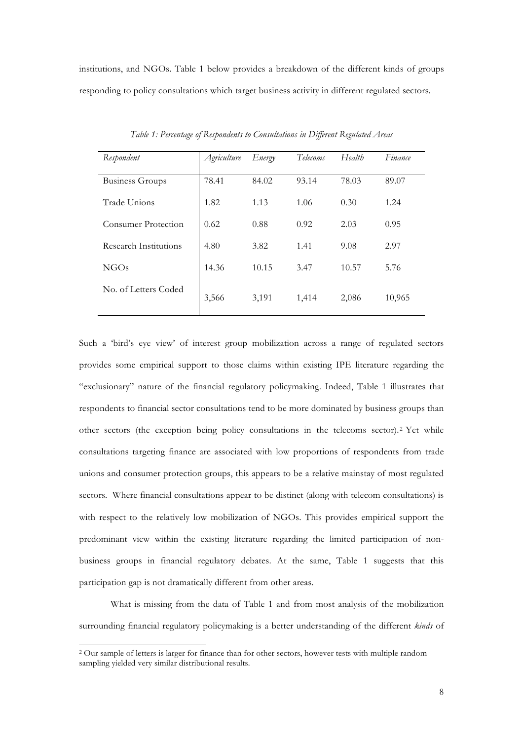institutions, and NGOs. Table 1 below provides a breakdown of the different kinds of groups responding to policy consultations which target business activity in different regulated sectors.

*Table 1: Percentage of Respondents to Consultations in Different Regulated Areas*

| *Respondent* | *Agriculture* | *Energy* | *Telecoms* | *Health* | *Finance* |
|---|---|---|---|---|---|
| Business Groups | 78.41 | 84.02 | 93.14 | 78.03 | 89.07 |
| Trade Unions | 1.82 | 1.13 | 1.06 | 0.30 | 1.24 |
| Consumer Protection | 0.62 | 0.88 | 0.92 | 2.03 | 0.95 |
| Research Institutions | 4.80 | 3.82 | 1.41 | 9.08 | 2.97 |
| NGOs | 14.36 | 10.15 | 3.47 | 10.57 | 5.76 |
| No. of Letters Coded | 3,566 | 3,191 | 1,414 | 2,086 | 10,965 |

Such a 'bird's eye view' of interest group mobilization across a range of regulated sectors provides some empirical support to those claims within existing IPE literature regarding the "exclusionary" nature of the financial regulatory policymaking. Indeed, Table 1 illustrates that respondents to financial sector consultations tend to be more dominated by business groups than other sectors (the exception being policy consultations in the telecoms sector).[2] Yet while consultations targeting finance are associated with low proportions of respondents from trade unions and consumer protection groups, this appears to be a relative mainstay of most regulated sectors. Where financial consultations appear to be distinct (along with telecom consultations) is with respect to the relatively low mobilization of NGOs. This provides empirical support the predominant view within the existing literature regarding the limited participation of non-business groups in financial regulatory debates. At the same, Table 1 suggests that this participation gap is not dramatically different from other areas.

What is missing from the data of Table 1 and from most analysis of the mobilization surrounding financial regulatory policymaking is a better understanding of the different *kinds* of

[2] Our sample of letters is larger for finance than for other sectors, however tests with multiple random sampling yielded very similar distributional results.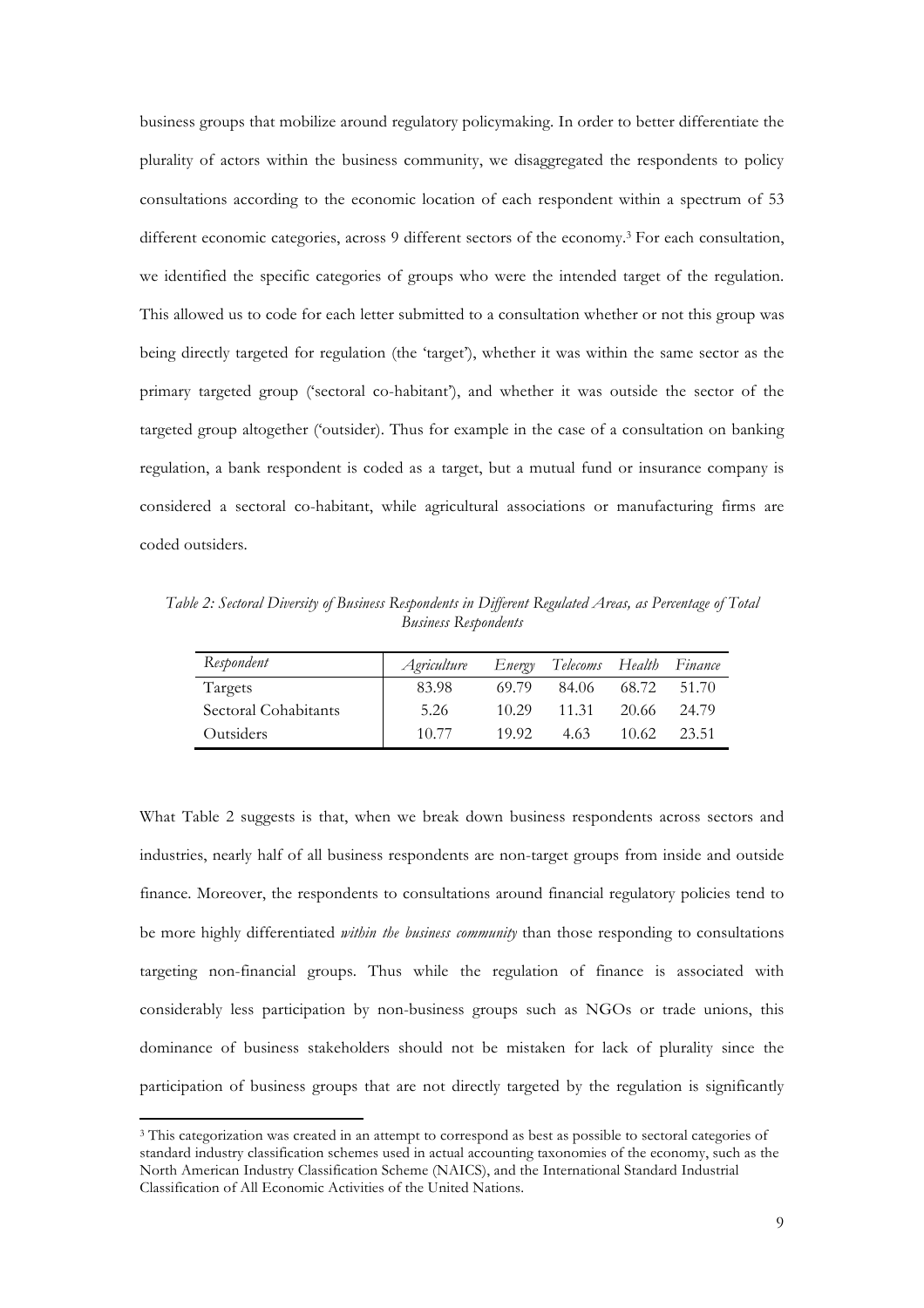business groups that mobilize around regulatory policymaking. In order to better differentiate the plurality of actors within the business community, we disaggregated the respondents to policy consultations according to the economic location of each respondent within a spectrum of 53 different economic categories, across 9 different sectors of the economy.[3] For each consultation, we identified the specific categories of groups who were the intended target of the regulation. This allowed us to code for each letter submitted to a consultation whether or not this group was being directly targeted for regulation (the 'target'), whether it was within the same sector as the primary targeted group ('sectoral co-habitant'), and whether it was outside the sector of the targeted group altogether ('outsider). Thus for example in the case of a consultation on banking regulation, a bank respondent is coded as a target, but a mutual fund or insurance company is considered a sectoral co-habitant, while agricultural associations or manufacturing firms are coded outsiders.

*Table 2: Sectoral Diversity of Business Respondents in Different Regulated Areas, as Percentage of Total Business Respondents*

| *Respondent* | *Agriculture* | *Energy* | *Telecoms* | *Health* | *Finance* |
|---|---|---|---|---|---|
| Targets | 83.98 | 69.79 | 84.06 | 68.72 | 51.70 |
| Sectoral Cohabitants | 5.26 | 10.29 | 11.31 | 20.66 | 24.79 |
| Outsiders | 10.77 | 19.92 | 4.63 | 10.62 | 23.51 |

What Table 2 suggests is that, when we break down business respondents across sectors and industries, nearly half of all business respondents are non-target groups from inside and outside finance. Moreover, the respondents to consultations around financial regulatory policies tend to be more highly differentiated *within the business community* than those responding to consultations targeting non-financial groups. Thus while the regulation of finance is associated with considerably less participation by non-business groups such as NGOs or trade unions, this dominance of business stakeholders should not be mistaken for lack of plurality since the participation of business groups that are not directly targeted by the regulation is significantly

[3] This categorization was created in an attempt to correspond as best as possible to sectoral categories of standard industry classification schemes used in actual accounting taxonomies of the economy, such as the North American Industry Classification Scheme (NAICS), and the International Standard Industrial Classification of All Economic Activities of the United Nations.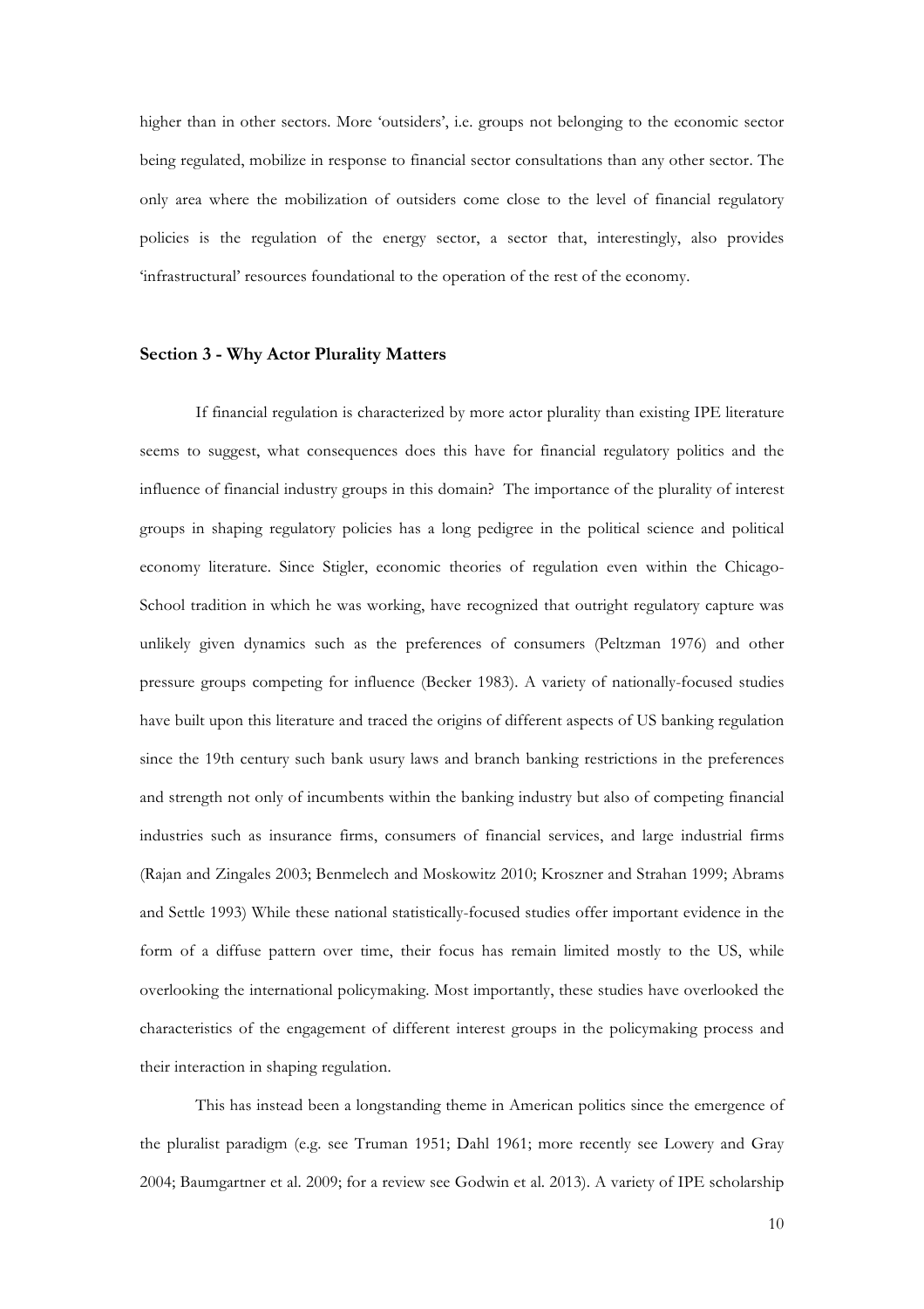higher than in other sectors. More 'outsiders', i.e. groups not belonging to the economic sector being regulated, mobilize in response to financial sector consultations than any other sector. The only area where the mobilization of outsiders come close to the level of financial regulatory policies is the regulation of the energy sector, a sector that, interestingly, also provides 'infrastructural' resources foundational to the operation of the rest of the economy.

## Section 3 - Why Actor Plurality Matters

If financial regulation is characterized by more actor plurality than existing IPE literature seems to suggest, what consequences does this have for financial regulatory politics and the influence of financial industry groups in this domain? The importance of the plurality of interest groups in shaping regulatory policies has a long pedigree in the political science and political economy literature. Since Stigler, economic theories of regulation even within the Chicago-School tradition in which he was working, have recognized that outright regulatory capture was unlikely given dynamics such as the preferences of consumers (Peltzman 1976) and other pressure groups competing for influence (Becker 1983). A variety of nationally-focused studies have built upon this literature and traced the origins of different aspects of US banking regulation since the 19th century such bank usury laws and branch banking restrictions in the preferences and strength not only of incumbents within the banking industry but also of competing financial industries such as insurance firms, consumers of financial services, and large industrial firms (Rajan and Zingales 2003; Benmelech and Moskowitz 2010; Kroszner and Strahan 1999; Abrams and Settle 1993) While these national statistically-focused studies offer important evidence in the form of a diffuse pattern over time, their focus has remain limited mostly to the US, while overlooking the international policymaking. Most importantly, these studies have overlooked the characteristics of the engagement of different interest groups in the policymaking process and their interaction in shaping regulation.

This has instead been a longstanding theme in American politics since the emergence of the pluralist paradigm (e.g. see Truman 1951; Dahl 1961; more recently see Lowery and Gray 2004; Baumgartner et al. 2009; for a review see Godwin et al. 2013). A variety of IPE scholarship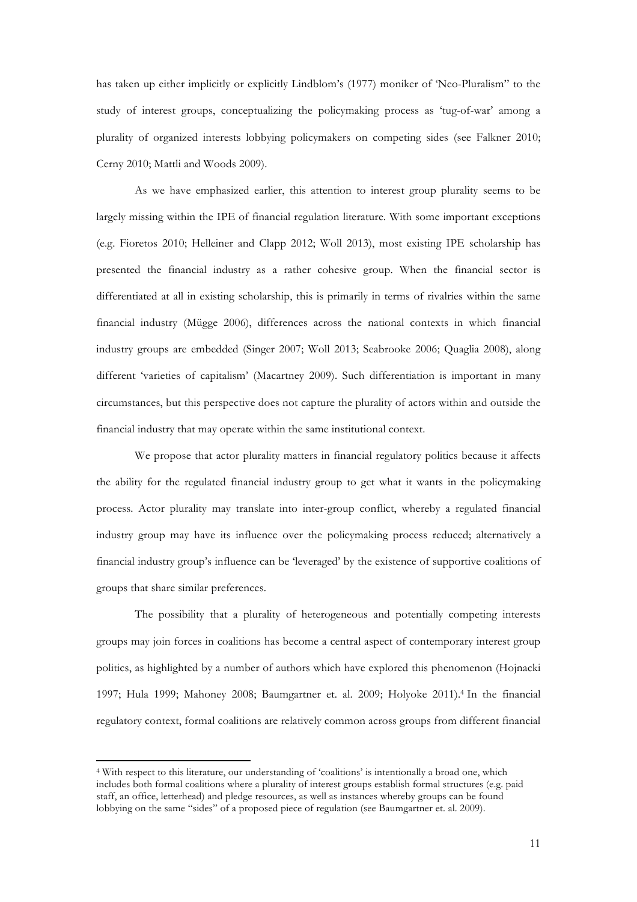has taken up either implicitly or explicitly Lindblom's (1977) moniker of 'Neo-Pluralism" to the study of interest groups, conceptualizing the policymaking process as 'tug-of-war' among a plurality of organized interests lobbying policymakers on competing sides (see Falkner 2010; Cerny 2010; Mattli and Woods 2009).

As we have emphasized earlier, this attention to interest group plurality seems to be largely missing within the IPE of financial regulation literature. With some important exceptions (e.g. Fioretos 2010; Helleiner and Clapp 2012; Woll 2013), most existing IPE scholarship has presented the financial industry as a rather cohesive group. When the financial sector is differentiated at all in existing scholarship, this is primarily in terms of rivalries within the same financial industry (Mügge 2006), differences across the national contexts in which financial industry groups are embedded (Singer 2007; Woll 2013; Seabrooke 2006; Quaglia 2008), along different 'varieties of capitalism' (Macartney 2009). Such differentiation is important in many circumstances, but this perspective does not capture the plurality of actors within and outside the financial industry that may operate within the same institutional context.

We propose that actor plurality matters in financial regulatory politics because it affects the ability for the regulated financial industry group to get what it wants in the policymaking process. Actor plurality may translate into inter-group conflict, whereby a regulated financial industry group may have its influence over the policymaking process reduced; alternatively a financial industry group's influence can be 'leveraged' by the existence of supportive coalitions of groups that share similar preferences.

The possibility that a plurality of heterogeneous and potentially competing interests groups may join forces in coalitions has become a central aspect of contemporary interest group politics, as highlighted by a number of authors which have explored this phenomenon (Hojnacki 1997; Hula 1999; Mahoney 2008; Baumgartner et. al. 2009; Holyoke 2011).[4] In the financial regulatory context, formal coalitions are relatively common across groups from different financial

[4] With respect to this literature, our understanding of 'coalitions' is intentionally a broad one, which includes both formal coalitions where a plurality of interest groups establish formal structures (e.g. paid staff, an office, letterhead) and pledge resources, as well as instances whereby groups can be found lobbying on the same "sides" of a proposed piece of regulation (see Baumgartner et. al. 2009).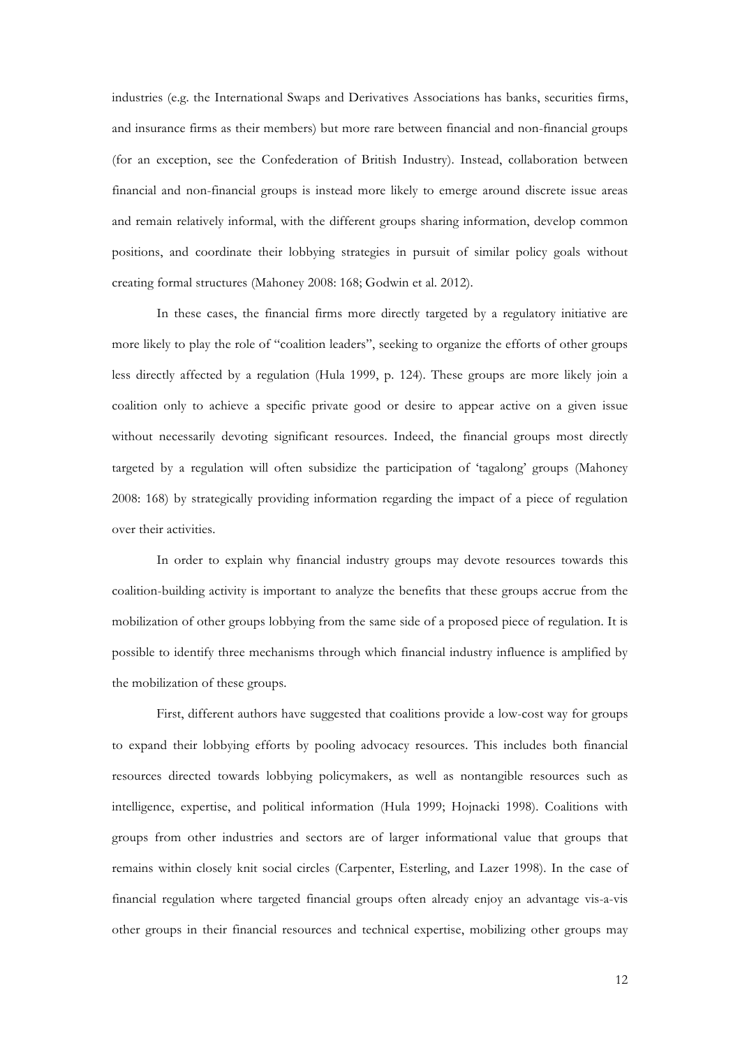industries (e.g. the International Swaps and Derivatives Associations has banks, securities firms, and insurance firms as their members) but more rare between financial and non-financial groups (for an exception, see the Confederation of British Industry). Instead, collaboration between financial and non-financial groups is instead more likely to emerge around discrete issue areas and remain relatively informal, with the different groups sharing information, develop common positions, and coordinate their lobbying strategies in pursuit of similar policy goals without creating formal structures (Mahoney 2008: 168; Godwin et al. 2012).

In these cases, the financial firms more directly targeted by a regulatory initiative are more likely to play the role of "coalition leaders", seeking to organize the efforts of other groups less directly affected by a regulation (Hula 1999, p. 124). These groups are more likely join a coalition only to achieve a specific private good or desire to appear active on a given issue without necessarily devoting significant resources. Indeed, the financial groups most directly targeted by a regulation will often subsidize the participation of 'tagalong' groups (Mahoney 2008: 168) by strategically providing information regarding the impact of a piece of regulation over their activities.

In order to explain why financial industry groups may devote resources towards this coalition-building activity is important to analyze the benefits that these groups accrue from the mobilization of other groups lobbying from the same side of a proposed piece of regulation. It is possible to identify three mechanisms through which financial industry influence is amplified by the mobilization of these groups.

First, different authors have suggested that coalitions provide a low-cost way for groups to expand their lobbying efforts by pooling advocacy resources. This includes both financial resources directed towards lobbying policymakers, as well as nontangible resources such as intelligence, expertise, and political information (Hula 1999; Hojnacki 1998). Coalitions with groups from other industries and sectors are of larger informational value that groups that remains within closely knit social circles (Carpenter, Esterling, and Lazer 1998). In the case of financial regulation where targeted financial groups often already enjoy an advantage vis-a-vis other groups in their financial resources and technical expertise, mobilizing other groups may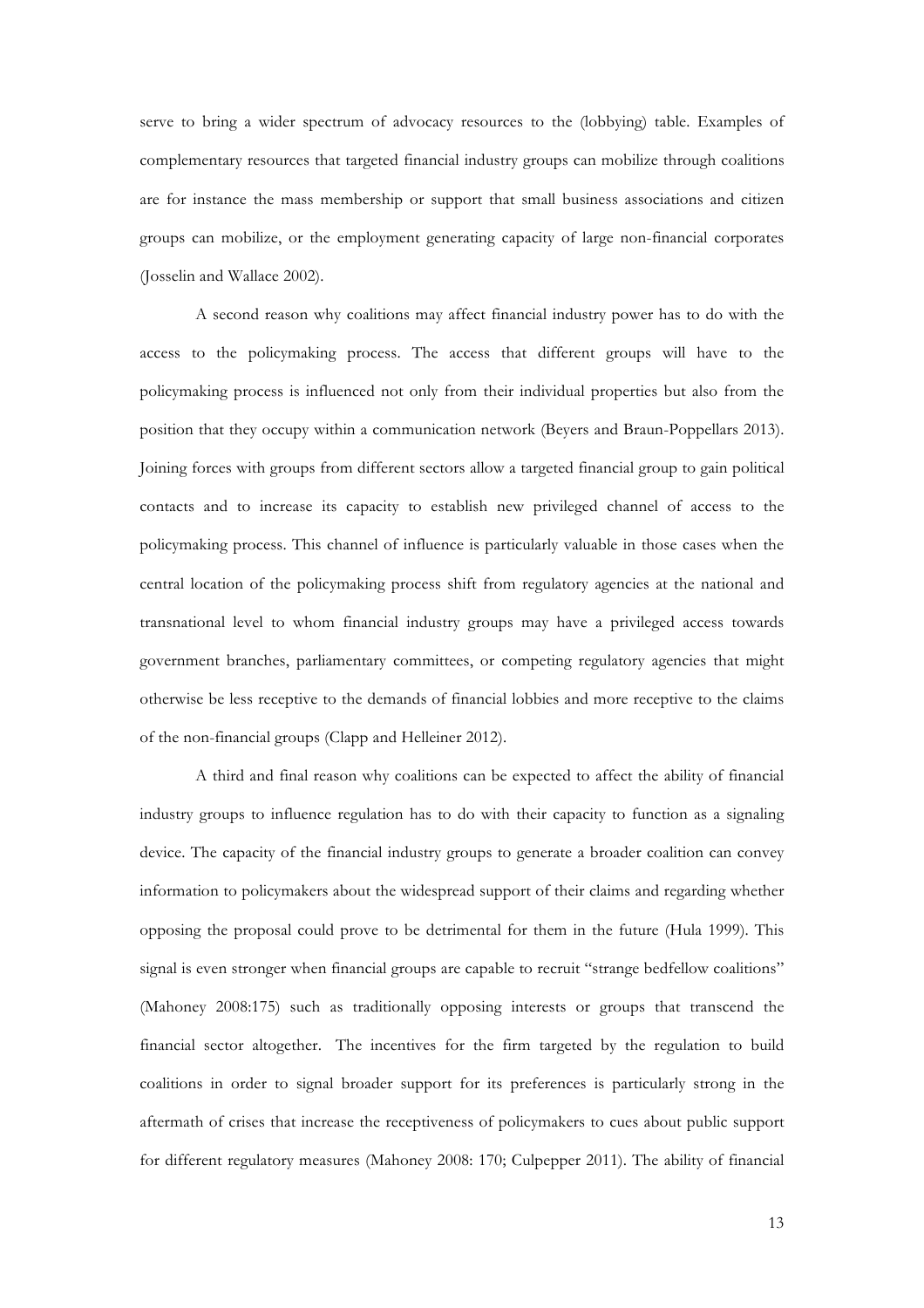serve to bring a wider spectrum of advocacy resources to the (lobbying) table. Examples of complementary resources that targeted financial industry groups can mobilize through coalitions are for instance the mass membership or support that small business associations and citizen groups can mobilize, or the employment generating capacity of large non-financial corporates (Josselin and Wallace 2002).

A second reason why coalitions may affect financial industry power has to do with the access to the policymaking process. The access that different groups will have to the policymaking process is influenced not only from their individual properties but also from the position that they occupy within a communication network (Beyers and Braun-Poppellars 2013). Joining forces with groups from different sectors allow a targeted financial group to gain political contacts and to increase its capacity to establish new privileged channel of access to the policymaking process. This channel of influence is particularly valuable in those cases when the central location of the policymaking process shift from regulatory agencies at the national and transnational level to whom financial industry groups may have a privileged access towards government branches, parliamentary committees, or competing regulatory agencies that might otherwise be less receptive to the demands of financial lobbies and more receptive to the claims of the non-financial groups (Clapp and Helleiner 2012).

A third and final reason why coalitions can be expected to affect the ability of financial industry groups to influence regulation has to do with their capacity to function as a signaling device. The capacity of the financial industry groups to generate a broader coalition can convey information to policymakers about the widespread support of their claims and regarding whether opposing the proposal could prove to be detrimental for them in the future (Hula 1999). This signal is even stronger when financial groups are capable to recruit "strange bedfellow coalitions" (Mahoney 2008:175) such as traditionally opposing interests or groups that transcend the financial sector altogether. The incentives for the firm targeted by the regulation to build coalitions in order to signal broader support for its preferences is particularly strong in the aftermath of crises that increase the receptiveness of policymakers to cues about public support for different regulatory measures (Mahoney 2008: 170; Culpepper 2011). The ability of financial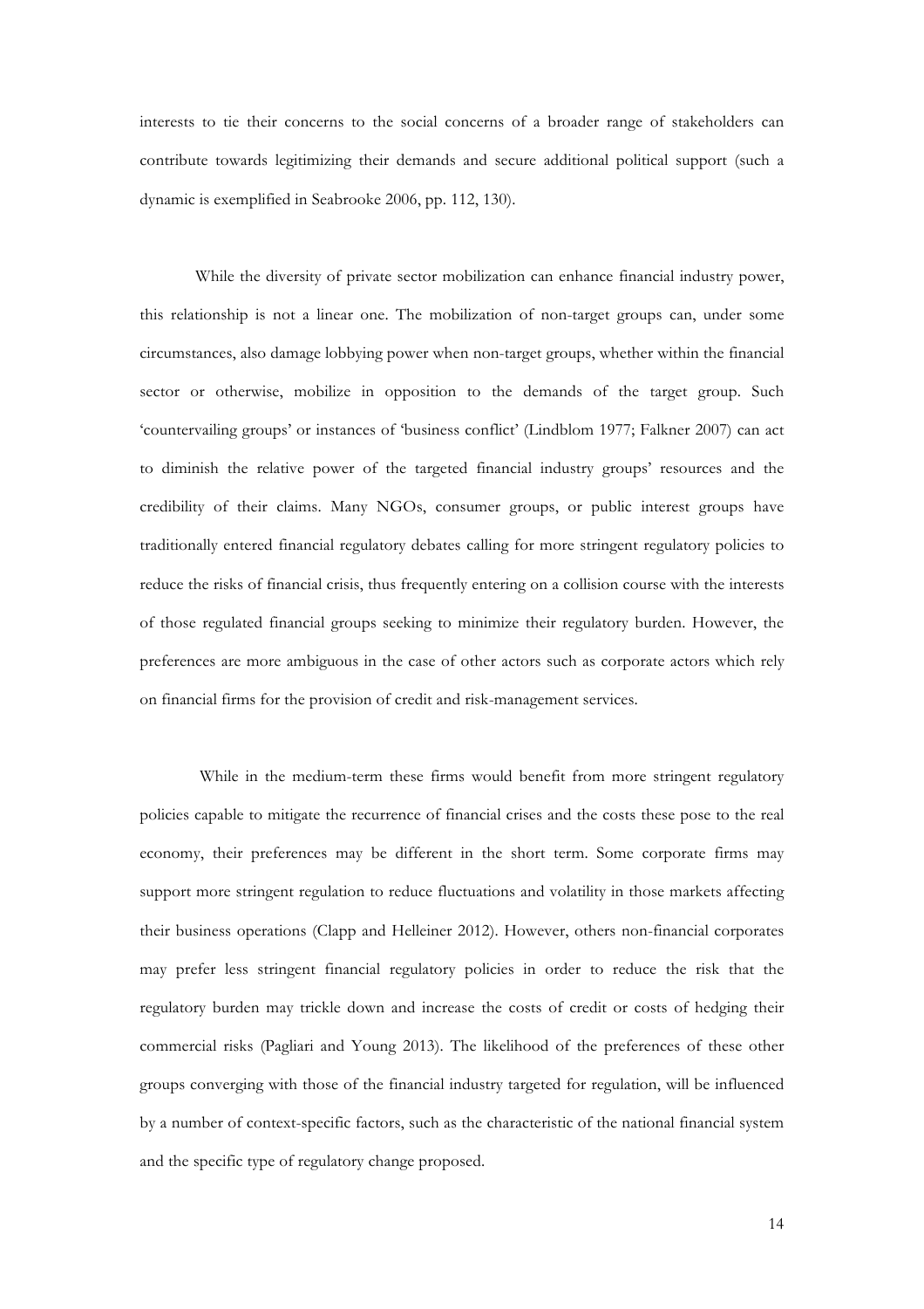interests to tie their concerns to the social concerns of a broader range of stakeholders can contribute towards legitimizing their demands and secure additional political support (such a dynamic is exemplified in Seabrooke 2006, pp. 112, 130).

While the diversity of private sector mobilization can enhance financial industry power, this relationship is not a linear one. The mobilization of non-target groups can, under some circumstances, also damage lobbying power when non-target groups, whether within the financial sector or otherwise, mobilize in opposition to the demands of the target group. Such 'countervailing groups' or instances of 'business conflict' (Lindblom 1977; Falkner 2007) can act to diminish the relative power of the targeted financial industry groups' resources and the credibility of their claims. Many NGOs, consumer groups, or public interest groups have traditionally entered financial regulatory debates calling for more stringent regulatory policies to reduce the risks of financial crisis, thus frequently entering on a collision course with the interests of those regulated financial groups seeking to minimize their regulatory burden. However, the preferences are more ambiguous in the case of other actors such as corporate actors which rely on financial firms for the provision of credit and risk-management services.

While in the medium-term these firms would benefit from more stringent regulatory policies capable to mitigate the recurrence of financial crises and the costs these pose to the real economy, their preferences may be different in the short term. Some corporate firms may support more stringent regulation to reduce fluctuations and volatility in those markets affecting their business operations (Clapp and Helleiner 2012). However, others non-financial corporates may prefer less stringent financial regulatory policies in order to reduce the risk that the regulatory burden may trickle down and increase the costs of credit or costs of hedging their commercial risks (Pagliari and Young 2013). The likelihood of the preferences of these other groups converging with those of the financial industry targeted for regulation, will be influenced by a number of context-specific factors, such as the characteristic of the national financial system and the specific type of regulatory change proposed.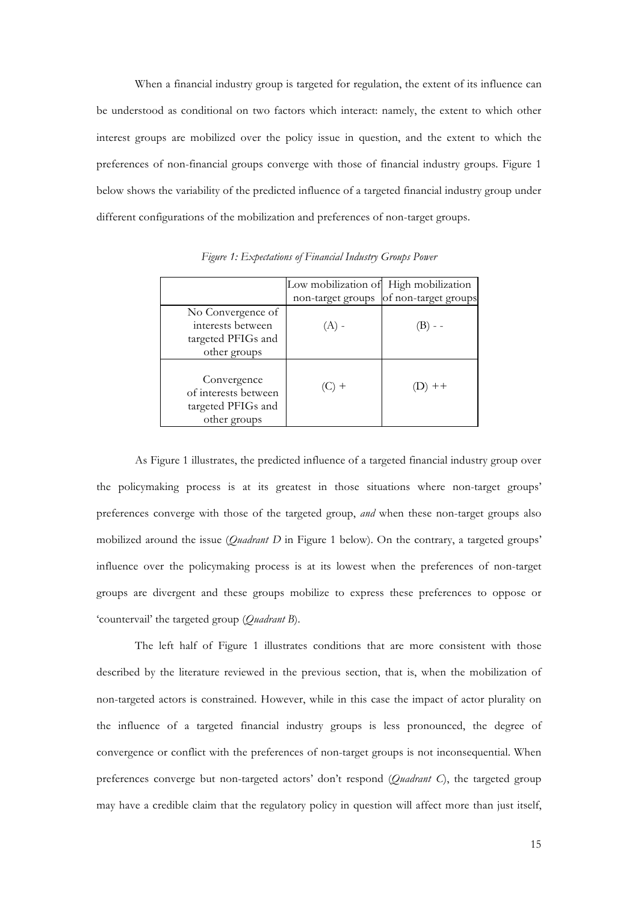When a financial industry group is targeted for regulation, the extent of its influence can be understood as conditional on two factors which interact: namely, the extent to which other interest groups are mobilized over the policy issue in question, and the extent to which the preferences of non-financial groups converge with those of financial industry groups. Figure 1 below shows the variability of the predicted influence of a targeted financial industry group under different configurations of the mobilization and preferences of non-target groups.

*Figure 1: Expectations of Financial Industry Groups Power*

| | Low mobilization of non-target groups | High mobilization of non-target groups |
|---|---|---|
| No Convergence of interests between targeted PFIGs and other groups | (A) - | (B) - - |
| Convergence of interests between targeted PFIGs and other groups | (C) + | (D) ++ |

As Figure 1 illustrates, the predicted influence of a targeted financial industry group over the policymaking process is at its greatest in those situations where non-target groups' preferences converge with those of the targeted group, *and* when these non-target groups also mobilized around the issue (*Quadrant D* in Figure 1 below). On the contrary, a targeted groups' influence over the policymaking process is at its lowest when the preferences of non-target groups are divergent and these groups mobilize to express these preferences to oppose or 'countervail' the targeted group (*Quadrant B*).

The left half of Figure 1 illustrates conditions that are more consistent with those described by the literature reviewed in the previous section, that is, when the mobilization of non-targeted actors is constrained. However, while in this case the impact of actor plurality on the influence of a targeted financial industry groups is less pronounced, the degree of convergence or conflict with the preferences of non-target groups is not inconsequential. When preferences converge but non-targeted actors' don't respond (*Quadrant C*), the targeted group may have a credible claim that the regulatory policy in question will affect more than just itself,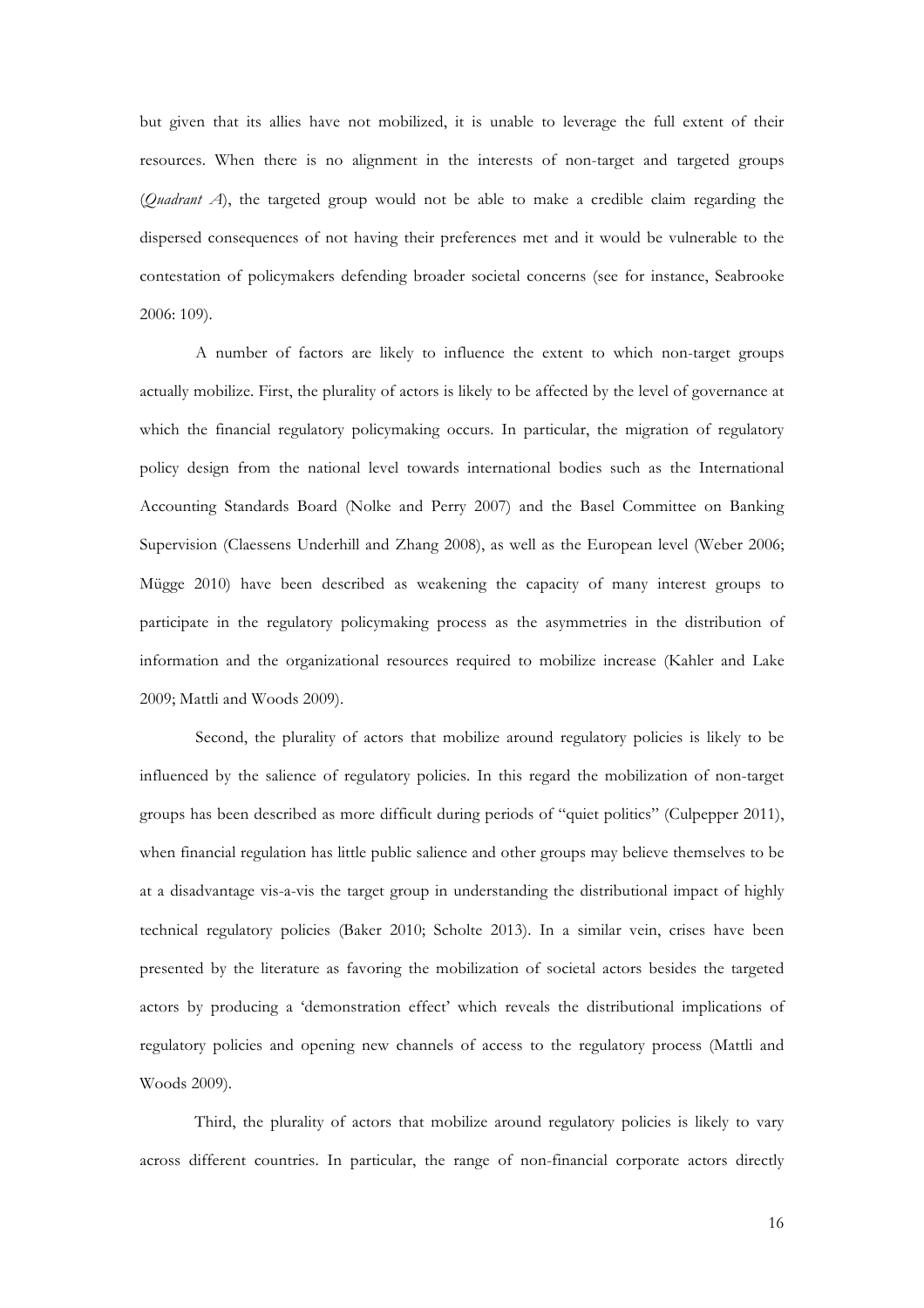but given that its allies have not mobilized, it is unable to leverage the full extent of their resources. When there is no alignment in the interests of non-target and targeted groups (*Quadrant A*), the targeted group would not be able to make a credible claim regarding the dispersed consequences of not having their preferences met and it would be vulnerable to the contestation of policymakers defending broader societal concerns (see for instance, Seabrooke 2006: 109).

A number of factors are likely to influence the extent to which non-target groups actually mobilize. First, the plurality of actors is likely to be affected by the level of governance at which the financial regulatory policymaking occurs. In particular, the migration of regulatory policy design from the national level towards international bodies such as the International Accounting Standards Board (Nolke and Perry 2007) and the Basel Committee on Banking Supervision (Claessens Underhill and Zhang 2008), as well as the European level (Weber 2006; Mügge 2010) have been described as weakening the capacity of many interest groups to participate in the regulatory policymaking process as the asymmetries in the distribution of information and the organizational resources required to mobilize increase (Kahler and Lake 2009; Mattli and Woods 2009).

Second, the plurality of actors that mobilize around regulatory policies is likely to be influenced by the salience of regulatory policies. In this regard the mobilization of non-target groups has been described as more difficult during periods of "quiet politics" (Culpepper 2011), when financial regulation has little public salience and other groups may believe themselves to be at a disadvantage vis-a-vis the target group in understanding the distributional impact of highly technical regulatory policies (Baker 2010; Scholte 2013). In a similar vein, crises have been presented by the literature as favoring the mobilization of societal actors besides the targeted actors by producing a 'demonstration effect' which reveals the distributional implications of regulatory policies and opening new channels of access to the regulatory process (Mattli and Woods 2009).

Third, the plurality of actors that mobilize around regulatory policies is likely to vary across different countries. In particular, the range of non-financial corporate actors directly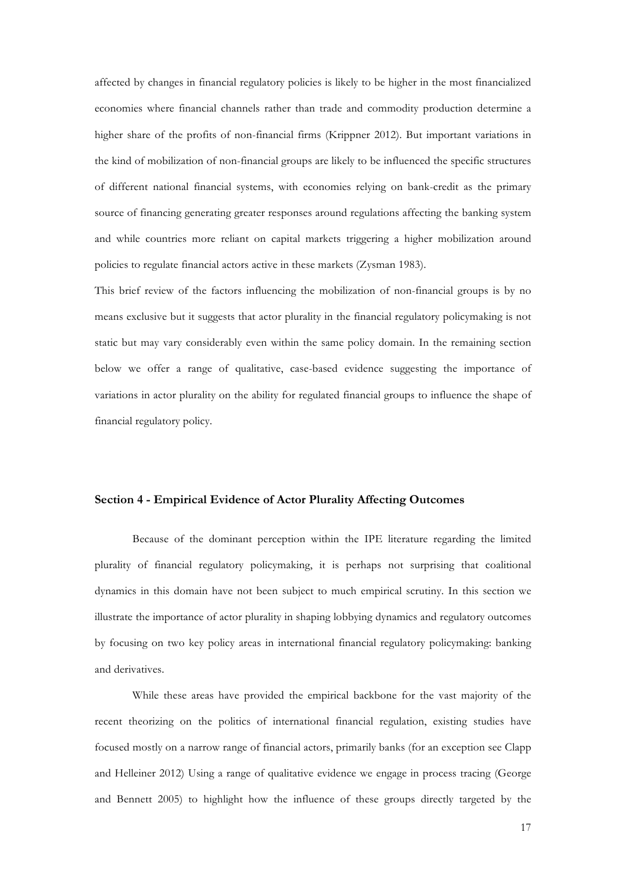affected by changes in financial regulatory policies is likely to be higher in the most financialized economies where financial channels rather than trade and commodity production determine a higher share of the profits of non-financial firms (Krippner 2012). But important variations in the kind of mobilization of non-financial groups are likely to be influenced the specific structures of different national financial systems, with economies relying on bank-credit as the primary source of financing generating greater responses around regulations affecting the banking system and while countries more reliant on capital markets triggering a higher mobilization around policies to regulate financial actors active in these markets (Zysman 1983).

This brief review of the factors influencing the mobilization of non-financial groups is by no means exclusive but it suggests that actor plurality in the financial regulatory policymaking is not static but may vary considerably even within the same policy domain. In the remaining section below we offer a range of qualitative, case-based evidence suggesting the importance of variations in actor plurality on the ability for regulated financial groups to influence the shape of financial regulatory policy.

## Section 4 - Empirical Evidence of Actor Plurality Affecting Outcomes

Because of the dominant perception within the IPE literature regarding the limited plurality of financial regulatory policymaking, it is perhaps not surprising that coalitional dynamics in this domain have not been subject to much empirical scrutiny. In this section we illustrate the importance of actor plurality in shaping lobbying dynamics and regulatory outcomes by focusing on two key policy areas in international financial regulatory policymaking: banking and derivatives.

While these areas have provided the empirical backbone for the vast majority of the recent theorizing on the politics of international financial regulation, existing studies have focused mostly on a narrow range of financial actors, primarily banks (for an exception see Clapp and Helleiner 2012) Using a range of qualitative evidence we engage in process tracing (George and Bennett 2005) to highlight how the influence of these groups directly targeted by the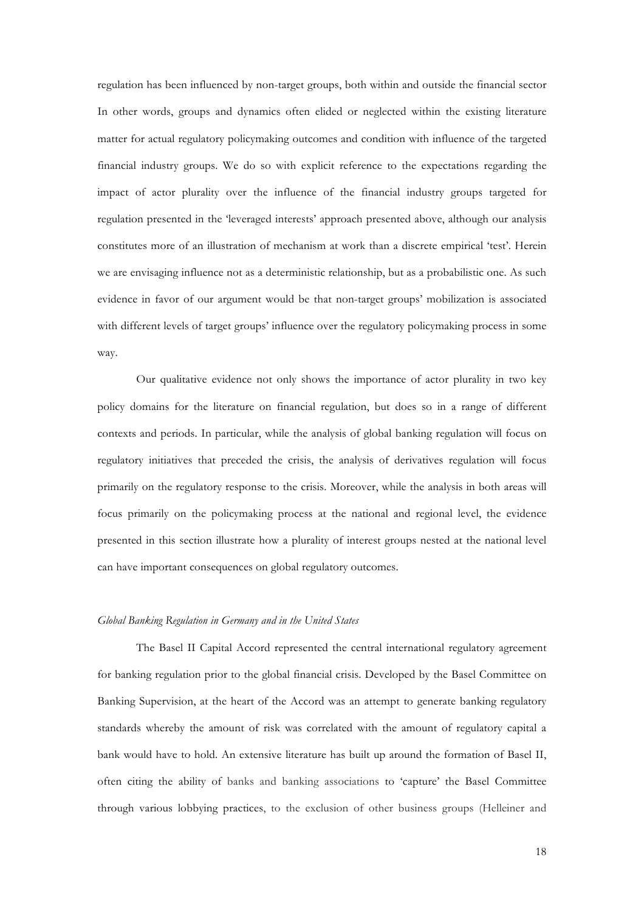regulation has been influenced by non-target groups, both within and outside the financial sector In other words, groups and dynamics often elided or neglected within the existing literature matter for actual regulatory policymaking outcomes and condition with influence of the targeted financial industry groups. We do so with explicit reference to the expectations regarding the impact of actor plurality over the influence of the financial industry groups targeted for regulation presented in the 'leveraged interests' approach presented above, although our analysis constitutes more of an illustration of mechanism at work than a discrete empirical 'test'. Herein we are envisaging influence not as a deterministic relationship, but as a probabilistic one. As such evidence in favor of our argument would be that non-target groups' mobilization is associated with different levels of target groups' influence over the regulatory policymaking process in some way.

Our qualitative evidence not only shows the importance of actor plurality in two key policy domains for the literature on financial regulation, but does so in a range of different contexts and periods. In particular, while the analysis of global banking regulation will focus on regulatory initiatives that preceded the crisis, the analysis of derivatives regulation will focus primarily on the regulatory response to the crisis. Moreover, while the analysis in both areas will focus primarily on the policymaking process at the national and regional level, the evidence presented in this section illustrate how a plurality of interest groups nested at the national level can have important consequences on global regulatory outcomes.

*Global Banking Regulation in Germany and in the United States*

The Basel II Capital Accord represented the central international regulatory agreement for banking regulation prior to the global financial crisis. Developed by the Basel Committee on Banking Supervision, at the heart of the Accord was an attempt to generate banking regulatory standards whereby the amount of risk was correlated with the amount of regulatory capital a bank would have to hold. An extensive literature has built up around the formation of Basel II, often citing the ability of banks and banking associations to 'capture' the Basel Committee through various lobbying practices, to the exclusion of other business groups (Helleiner and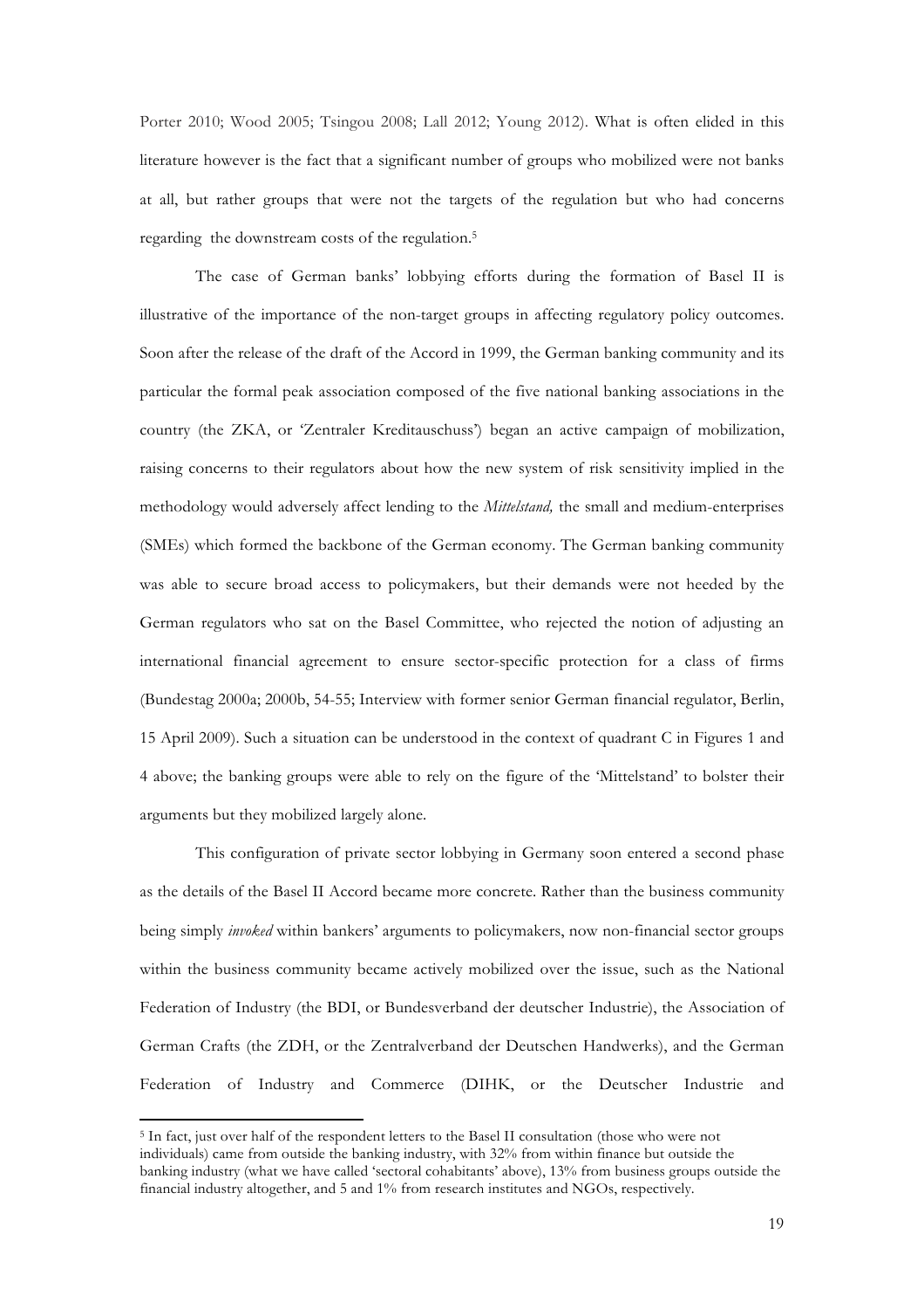Porter 2010; Wood 2005; Tsingou 2008; Lall 2012; Young 2012). What is often elided in this literature however is the fact that a significant number of groups who mobilized were not banks at all, but rather groups that were not the targets of the regulation but who had concerns regarding the downstream costs of the regulation.[5]

The case of German banks' lobbying efforts during the formation of Basel II is illustrative of the importance of the non-target groups in affecting regulatory policy outcomes. Soon after the release of the draft of the Accord in 1999, the German banking community and its particular the formal peak association composed of the five national banking associations in the country (the ZKA, or 'Zentraler Kreditauschuss') began an active campaign of mobilization, raising concerns to their regulators about how the new system of risk sensitivity implied in the methodology would adversely affect lending to the *Mittelstand,* the small and medium-enterprises (SMEs) which formed the backbone of the German economy. The German banking community was able to secure broad access to policymakers, but their demands were not heeded by the German regulators who sat on the Basel Committee, who rejected the notion of adjusting an international financial agreement to ensure sector-specific protection for a class of firms (Bundestag 2000a; 2000b, 54-55; Interview with former senior German financial regulator, Berlin, 15 April 2009). Such a situation can be understood in the context of quadrant C in Figures 1 and 4 above; the banking groups were able to rely on the figure of the 'Mittelstand' to bolster their arguments but they mobilized largely alone.

This configuration of private sector lobbying in Germany soon entered a second phase as the details of the Basel II Accord became more concrete. Rather than the business community being simply *invoked* within bankers' arguments to policymakers, now non-financial sector groups within the business community became actively mobilized over the issue, such as the National Federation of Industry (the BDI, or Bundesverband der deutscher Industrie), the Association of German Crafts (the ZDH, or the Zentralverband der Deutschen Handwerks), and the German Federation of Industry and Commerce (DIHK, or the Deutscher Industrie and

[5] In fact, just over half of the respondent letters to the Basel II consultation (those who were not individuals) came from outside the banking industry, with 32% from within finance but outside the banking industry (what we have called 'sectoral cohabitants' above), 13% from business groups outside the financial industry altogether, and 5 and 1% from research institutes and NGOs, respectively.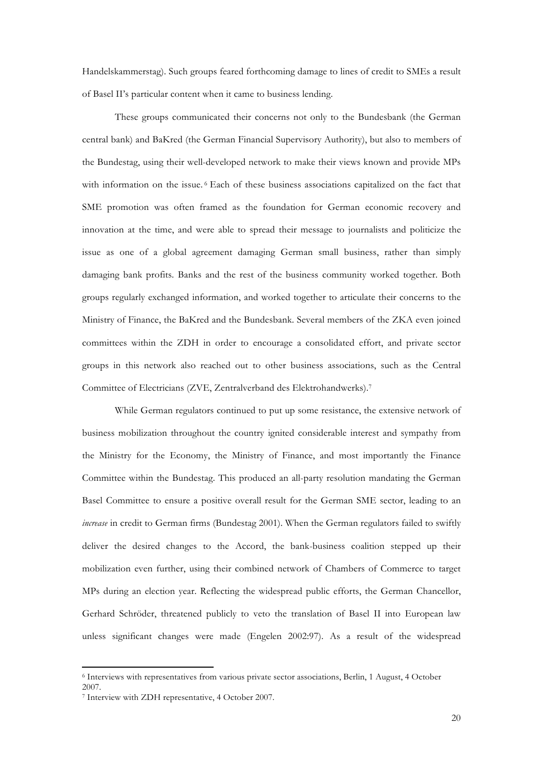Handelskammerstag). Such groups feared forthcoming damage to lines of credit to SMEs a result of Basel II's particular content when it came to business lending.

These groups communicated their concerns not only to the Bundesbank (the German central bank) and BaKred (the German Financial Supervisory Authority), but also to members of the Bundestag, using their well-developed network to make their views known and provide MPs with information on the issue.[6] Each of these business associations capitalized on the fact that SME promotion was often framed as the foundation for German economic recovery and innovation at the time, and were able to spread their message to journalists and politicize the issue as one of a global agreement damaging German small business, rather than simply damaging bank profits. Banks and the rest of the business community worked together. Both groups regularly exchanged information, and worked together to articulate their concerns to the Ministry of Finance, the BaKred and the Bundesbank. Several members of the ZKA even joined committees within the ZDH in order to encourage a consolidated effort, and private sector groups in this network also reached out to other business associations, such as the Central Committee of Electricians (ZVE, Zentralverband des Elektrohandwerks).[7]

While German regulators continued to put up some resistance, the extensive network of business mobilization throughout the country ignited considerable interest and sympathy from the Ministry for the Economy, the Ministry of Finance, and most importantly the Finance Committee within the Bundestag. This produced an all-party resolution mandating the German Basel Committee to ensure a positive overall result for the German SME sector, leading to an *increase* in credit to German firms (Bundestag 2001). When the German regulators failed to swiftly deliver the desired changes to the Accord, the bank-business coalition stepped up their mobilization even further, using their combined network of Chambers of Commerce to target MPs during an election year. Reflecting the widespread public efforts, the German Chancellor, Gerhard Schröder, threatened publicly to veto the translation of Basel II into European law unless significant changes were made (Engelen 2002:97). As a result of the widespread

---

[6] Interviews with representatives from various private sector associations, Berlin, 1 August, 4 October 2007.

[7] Interview with ZDH representative, 4 October 2007.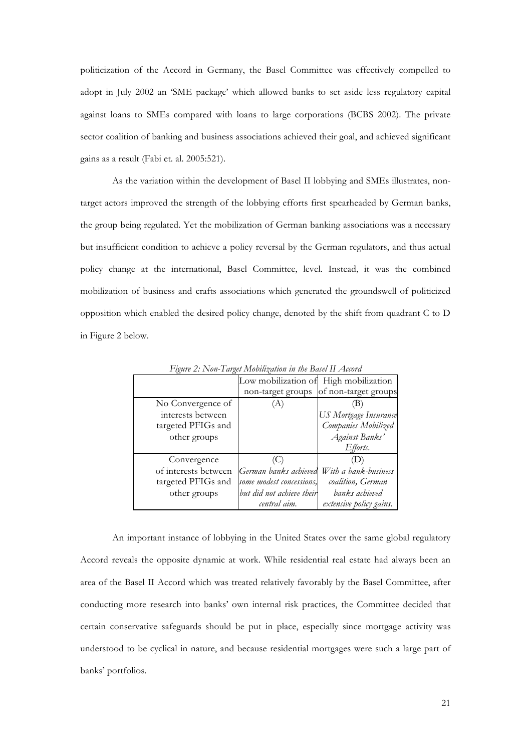politicization of the Accord in Germany, the Basel Committee was effectively compelled to adopt in July 2002 an 'SME package' which allowed banks to set aside less regulatory capital against loans to SMEs compared with loans to large corporations (BCBS 2002). The private sector coalition of banking and business associations achieved their goal, and achieved significant gains as a result (Fabi et. al. 2005:521).

As the variation within the development of Basel II lobbying and SMEs illustrates, non-target actors improved the strength of the lobbying efforts first spearheaded by German banks, the group being regulated. Yet the mobilization of German banking associations was a necessary but insufficient condition to achieve a policy reversal by the German regulators, and thus actual policy change at the international, Basel Committee, level. Instead, it was the combined mobilization of business and crafts associations which generated the groundswell of politicized opposition which enabled the desired policy change, denoted by the shift from quadrant C to D in Figure 2 below.

*Figure 2: Non-Target Mobilization in the Basel II Accord*

| | Low mobilization of non-target groups | High mobilization of non-target groups |
|---|---|---|
| No Convergence of interests between targeted PFIGs and other groups | (A) | (B) *US Mortgage Insurance Companies Mobilized Against Banks' Efforts.* |
| Convergence of interests between targeted PFIGs and other groups | (C) *German banks achieved some modest concessions, but did not achieve their central aim.* | (D) *With a bank-business coalition, German banks achieved extensive policy gains.* |

An important instance of lobbying in the United States over the same global regulatory Accord reveals the opposite dynamic at work. While residential real estate had always been an area of the Basel II Accord which was treated relatively favorably by the Basel Committee, after conducting more research into banks' own internal risk practices, the Committee decided that certain conservative safeguards should be put in place, especially since mortgage activity was understood to be cyclical in nature, and because residential mortgages were such a large part of banks' portfolios.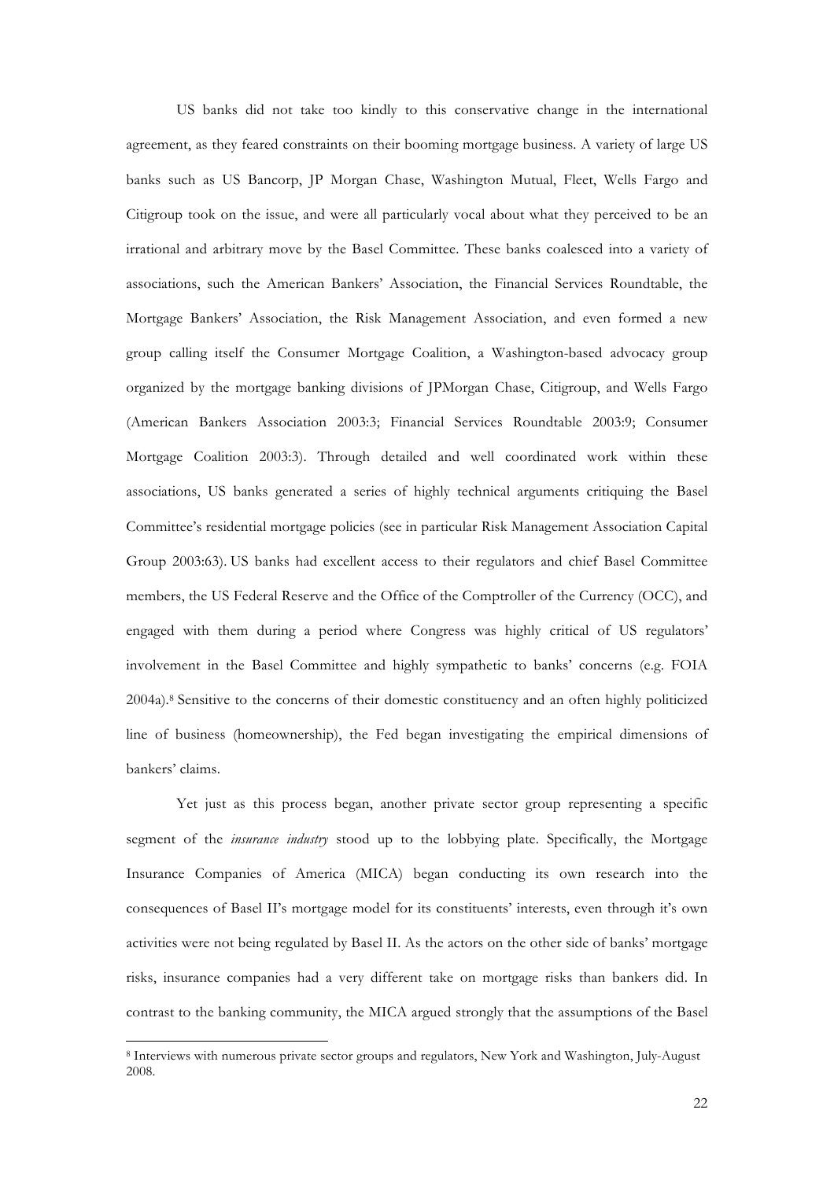US banks did not take too kindly to this conservative change in the international agreement, as they feared constraints on their booming mortgage business. A variety of large US banks such as US Bancorp, JP Morgan Chase, Washington Mutual, Fleet, Wells Fargo and Citigroup took on the issue, and were all particularly vocal about what they perceived to be an irrational and arbitrary move by the Basel Committee. These banks coalesced into a variety of associations, such the American Bankers' Association, the Financial Services Roundtable, the Mortgage Bankers' Association, the Risk Management Association, and even formed a new group calling itself the Consumer Mortgage Coalition, a Washington-based advocacy group organized by the mortgage banking divisions of JPMorgan Chase, Citigroup, and Wells Fargo (American Bankers Association 2003:3; Financial Services Roundtable 2003:9; Consumer Mortgage Coalition 2003:3). Through detailed and well coordinated work within these associations, US banks generated a series of highly technical arguments critiquing the Basel Committee's residential mortgage policies (see in particular Risk Management Association Capital Group 2003:63). US banks had excellent access to their regulators and chief Basel Committee members, the US Federal Reserve and the Office of the Comptroller of the Currency (OCC), and engaged with them during a period where Congress was highly critical of US regulators' involvement in the Basel Committee and highly sympathetic to banks' concerns (e.g. FOIA 2004a).[8] Sensitive to the concerns of their domestic constituency and an often highly politicized line of business (homeownership), the Fed began investigating the empirical dimensions of bankers' claims.

Yet just as this process began, another private sector group representing a specific segment of the *insurance industry* stood up to the lobbying plate. Specifically, the Mortgage Insurance Companies of America (MICA) began conducting its own research into the consequences of Basel II's mortgage model for its constituents' interests, even through it's own activities were not being regulated by Basel II. As the actors on the other side of banks' mortgage risks, insurance companies had a very different take on mortgage risks than bankers did. In contrast to the banking community, the MICA argued strongly that the assumptions of the Basel

[8] Interviews with numerous private sector groups and regulators, New York and Washington, July-August 2008.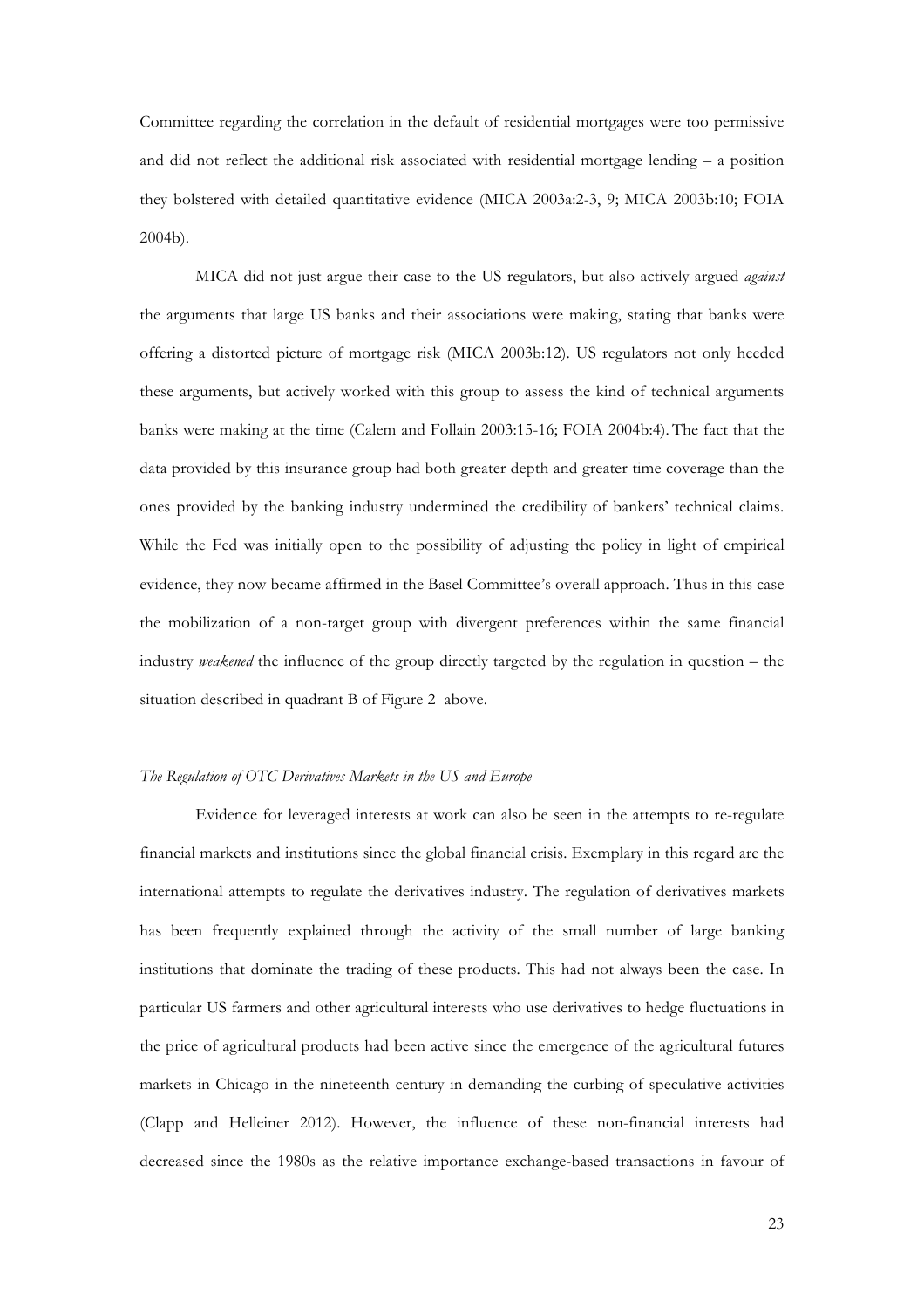Committee regarding the correlation in the default of residential mortgages were too permissive and did not reflect the additional risk associated with residential mortgage lending – a position they bolstered with detailed quantitative evidence (MICA 2003a:2-3, 9; MICA 2003b:10; FOIA 2004b).

MICA did not just argue their case to the US regulators, but also actively argued *against* the arguments that large US banks and their associations were making, stating that banks were offering a distorted picture of mortgage risk (MICA 2003b:12). US regulators not only heeded these arguments, but actively worked with this group to assess the kind of technical arguments banks were making at the time (Calem and Follain 2003:15-16; FOIA 2004b:4). The fact that the data provided by this insurance group had both greater depth and greater time coverage than the ones provided by the banking industry undermined the credibility of bankers' technical claims. While the Fed was initially open to the possibility of adjusting the policy in light of empirical evidence, they now became affirmed in the Basel Committee's overall approach. Thus in this case the mobilization of a non-target group with divergent preferences within the same financial industry *weakened* the influence of the group directly targeted by the regulation in question – the situation described in quadrant B of Figure 2 above.

*The Regulation of OTC Derivatives Markets in the US and Europe*

Evidence for leveraged interests at work can also be seen in the attempts to re-regulate financial markets and institutions since the global financial crisis. Exemplary in this regard are the international attempts to regulate the derivatives industry. The regulation of derivatives markets has been frequently explained through the activity of the small number of large banking institutions that dominate the trading of these products. This had not always been the case. In particular US farmers and other agricultural interests who use derivatives to hedge fluctuations in the price of agricultural products had been active since the emergence of the agricultural futures markets in Chicago in the nineteenth century in demanding the curbing of speculative activities (Clapp and Helleiner 2012). However, the influence of these non-financial interests had decreased since the 1980s as the relative importance exchange-based transactions in favour of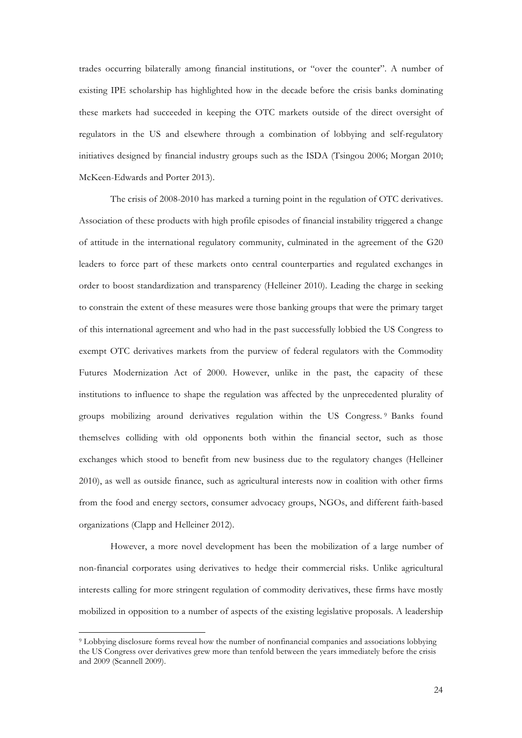trades occurring bilaterally among financial institutions, or "over the counter". A number of existing IPE scholarship has highlighted how in the decade before the crisis banks dominating these markets had succeeded in keeping the OTC markets outside of the direct oversight of regulators in the US and elsewhere through a combination of lobbying and self-regulatory initiatives designed by financial industry groups such as the ISDA (Tsingou 2006; Morgan 2010; McKeen-Edwards and Porter 2013).

The crisis of 2008-2010 has marked a turning point in the regulation of OTC derivatives. Association of these products with high profile episodes of financial instability triggered a change of attitude in the international regulatory community, culminated in the agreement of the G20 leaders to force part of these markets onto central counterparties and regulated exchanges in order to boost standardization and transparency (Helleiner 2010). Leading the charge in seeking to constrain the extent of these measures were those banking groups that were the primary target of this international agreement and who had in the past successfully lobbied the US Congress to exempt OTC derivatives markets from the purview of federal regulators with the Commodity Futures Modernization Act of 2000. However, unlike in the past, the capacity of these institutions to influence to shape the regulation was affected by the unprecedented plurality of groups mobilizing around derivatives regulation within the US Congress.[9] Banks found themselves colliding with old opponents both within the financial sector, such as those exchanges which stood to benefit from new business due to the regulatory changes (Helleiner 2010), as well as outside finance, such as agricultural interests now in coalition with other firms from the food and energy sectors, consumer advocacy groups, NGOs, and different faith-based organizations (Clapp and Helleiner 2012).

However, a more novel development has been the mobilization of a large number of non-financial corporates using derivatives to hedge their commercial risks. Unlike agricultural interests calling for more stringent regulation of commodity derivatives, these firms have mostly mobilized in opposition to a number of aspects of the existing legislative proposals. A leadership

[9] Lobbying disclosure forms reveal how the number of nonfinancial companies and associations lobbying the US Congress over derivatives grew more than tenfold between the years immediately before the crisis and 2009 (Scannell 2009).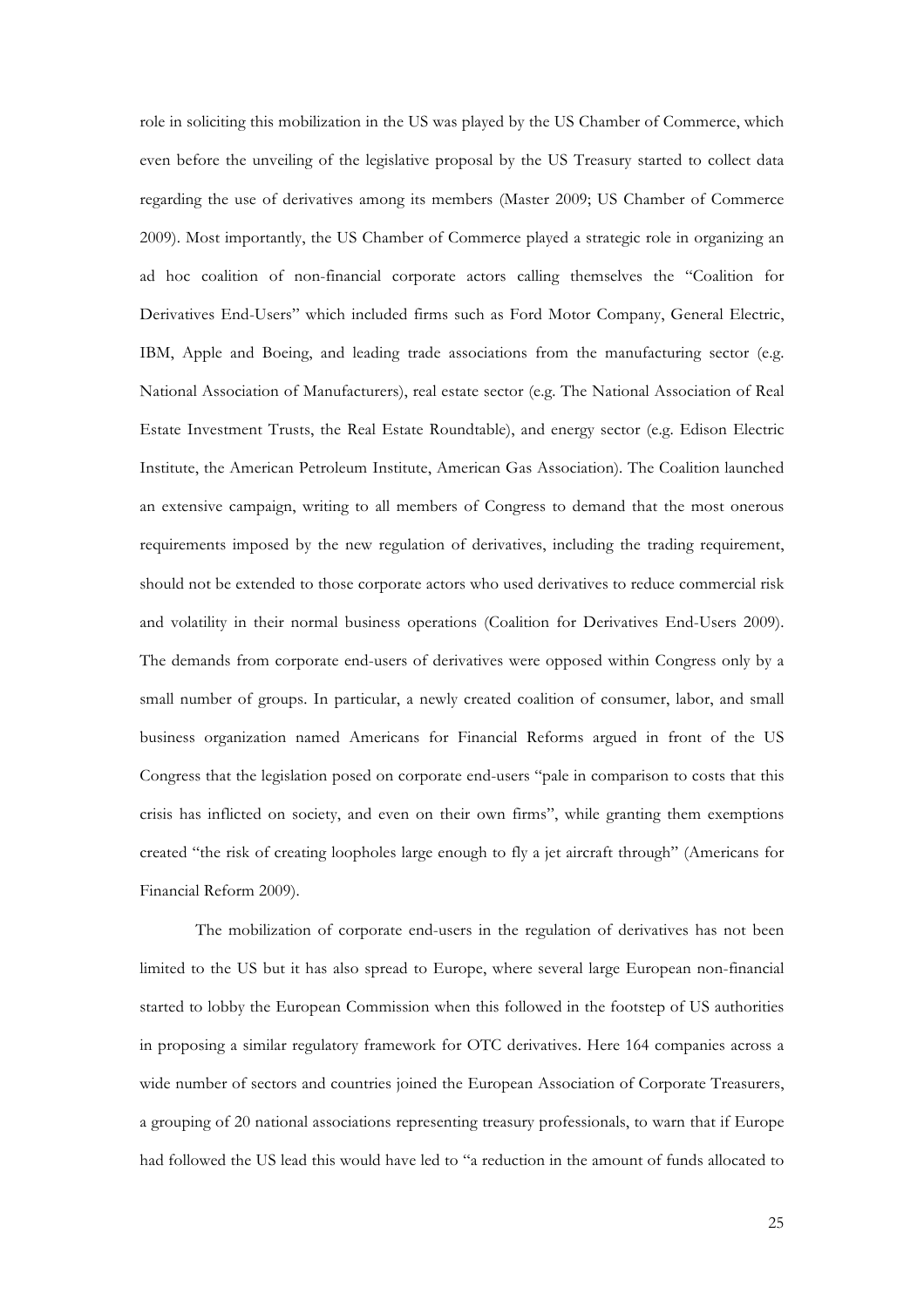role in soliciting this mobilization in the US was played by the US Chamber of Commerce, which even before the unveiling of the legislative proposal by the US Treasury started to collect data regarding the use of derivatives among its members (Master 2009; US Chamber of Commerce 2009). Most importantly, the US Chamber of Commerce played a strategic role in organizing an ad hoc coalition of non-financial corporate actors calling themselves the "Coalition for Derivatives End-Users" which included firms such as Ford Motor Company, General Electric, IBM, Apple and Boeing, and leading trade associations from the manufacturing sector (e.g. National Association of Manufacturers), real estate sector (e.g. The National Association of Real Estate Investment Trusts, the Real Estate Roundtable), and energy sector (e.g. Edison Electric Institute, the American Petroleum Institute, American Gas Association). The Coalition launched an extensive campaign, writing to all members of Congress to demand that the most onerous requirements imposed by the new regulation of derivatives, including the trading requirement, should not be extended to those corporate actors who used derivatives to reduce commercial risk and volatility in their normal business operations (Coalition for Derivatives End-Users 2009). The demands from corporate end-users of derivatives were opposed within Congress only by a small number of groups. In particular, a newly created coalition of consumer, labor, and small business organization named Americans for Financial Reforms argued in front of the US Congress that the legislation posed on corporate end-users "pale in comparison to costs that this crisis has inflicted on society, and even on their own firms", while granting them exemptions created "the risk of creating loopholes large enough to fly a jet aircraft through" (Americans for Financial Reform 2009).

The mobilization of corporate end-users in the regulation of derivatives has not been limited to the US but it has also spread to Europe, where several large European non-financial started to lobby the European Commission when this followed in the footstep of US authorities in proposing a similar regulatory framework for OTC derivatives. Here 164 companies across a wide number of sectors and countries joined the European Association of Corporate Treasurers, a grouping of 20 national associations representing treasury professionals, to warn that if Europe had followed the US lead this would have led to "a reduction in the amount of funds allocated to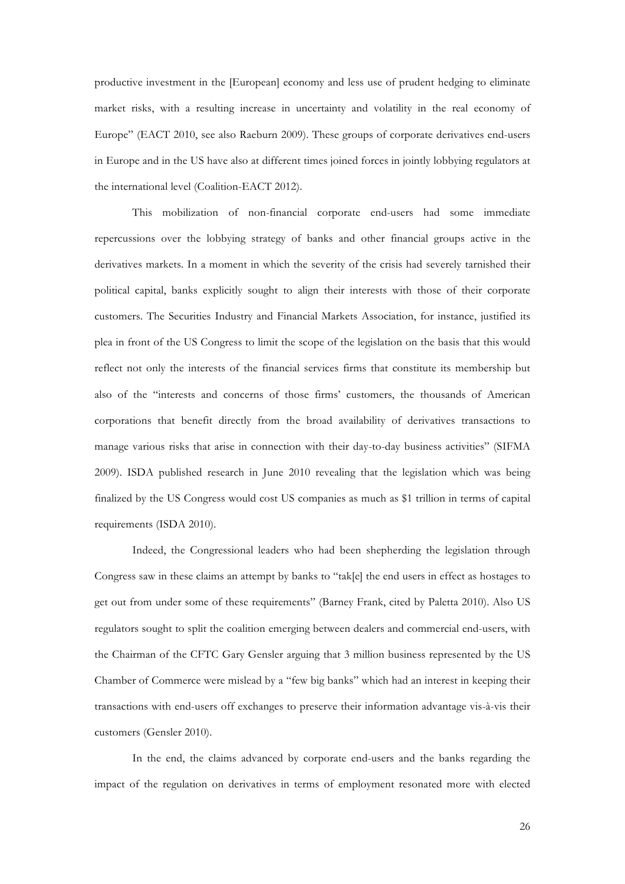productive investment in the [European] economy and less use of prudent hedging to eliminate market risks, with a resulting increase in uncertainty and volatility in the real economy of Europe" (EACT 2010, see also Raeburn 2009). These groups of corporate derivatives end-users in Europe and in the US have also at different times joined forces in jointly lobbying regulators at the international level (Coalition-EACT 2012).

This mobilization of non-financial corporate end-users had some immediate repercussions over the lobbying strategy of banks and other financial groups active in the derivatives markets. In a moment in which the severity of the crisis had severely tarnished their political capital, banks explicitly sought to align their interests with those of their corporate customers. The Securities Industry and Financial Markets Association, for instance, justified its plea in front of the US Congress to limit the scope of the legislation on the basis that this would reflect not only the interests of the financial services firms that constitute its membership but also of the "interests and concerns of those firms' customers, the thousands of American corporations that benefit directly from the broad availability of derivatives transactions to manage various risks that arise in connection with their day-to-day business activities" (SIFMA 2009). ISDA published research in June 2010 revealing that the legislation which was being finalized by the US Congress would cost US companies as much as $1 trillion in terms of capital requirements (ISDA 2010).

Indeed, the Congressional leaders who had been shepherding the legislation through Congress saw in these claims an attempt by banks to "tak[e] the end users in effect as hostages to get out from under some of these requirements" (Barney Frank, cited by Paletta 2010). Also US regulators sought to split the coalition emerging between dealers and commercial end-users, with the Chairman of the CFTC Gary Gensler arguing that 3 million business represented by the US Chamber of Commerce were mislead by a "few big banks" which had an interest in keeping their transactions with end-users off exchanges to preserve their information advantage vis-à-vis their customers (Gensler 2010).

In the end, the claims advanced by corporate end-users and the banks regarding the impact of the regulation on derivatives in terms of employment resonated more with elected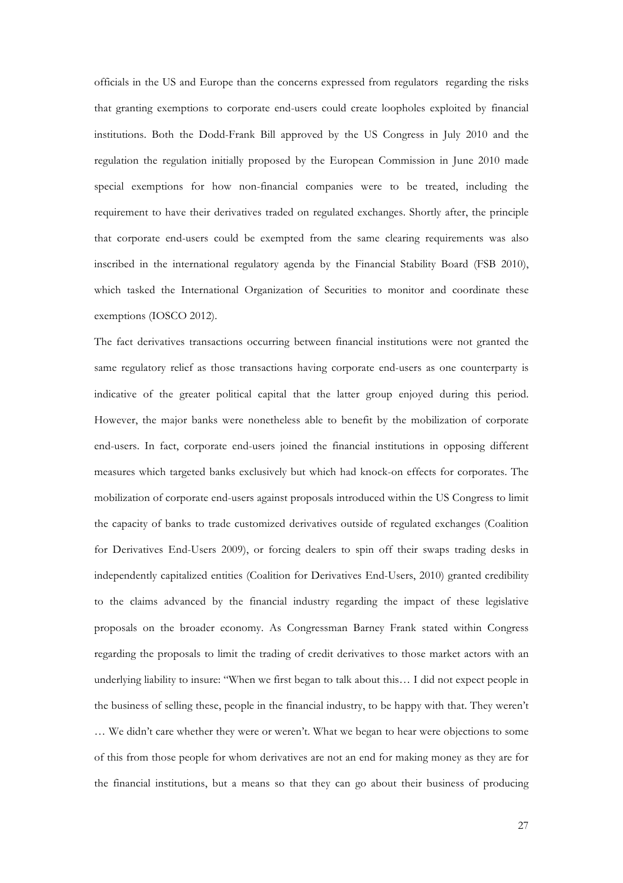officials in the US and Europe than the concerns expressed from regulators regarding the risks that granting exemptions to corporate end-users could create loopholes exploited by financial institutions. Both the Dodd-Frank Bill approved by the US Congress in July 2010 and the regulation the regulation initially proposed by the European Commission in June 2010 made special exemptions for how non-financial companies were to be treated, including the requirement to have their derivatives traded on regulated exchanges. Shortly after, the principle that corporate end-users could be exempted from the same clearing requirements was also inscribed in the international regulatory agenda by the Financial Stability Board (FSB 2010), which tasked the International Organization of Securities to monitor and coordinate these exemptions (IOSCO 2012).

The fact derivatives transactions occurring between financial institutions were not granted the same regulatory relief as those transactions having corporate end-users as one counterparty is indicative of the greater political capital that the latter group enjoyed during this period. However, the major banks were nonetheless able to benefit by the mobilization of corporate end-users. In fact, corporate end-users joined the financial institutions in opposing different measures which targeted banks exclusively but which had knock-on effects for corporates. The mobilization of corporate end-users against proposals introduced within the US Congress to limit the capacity of banks to trade customized derivatives outside of regulated exchanges (Coalition for Derivatives End-Users 2009), or forcing dealers to spin off their swaps trading desks in independently capitalized entities (Coalition for Derivatives End-Users, 2010) granted credibility to the claims advanced by the financial industry regarding the impact of these legislative proposals on the broader economy. As Congressman Barney Frank stated within Congress regarding the proposals to limit the trading of credit derivatives to those market actors with an underlying liability to insure: "When we first began to talk about this… I did not expect people in the business of selling these, people in the financial industry, to be happy with that. They weren't … We didn't care whether they were or weren't. What we began to hear were objections to some of this from those people for whom derivatives are not an end for making money as they are for the financial institutions, but a means so that they can go about their business of producing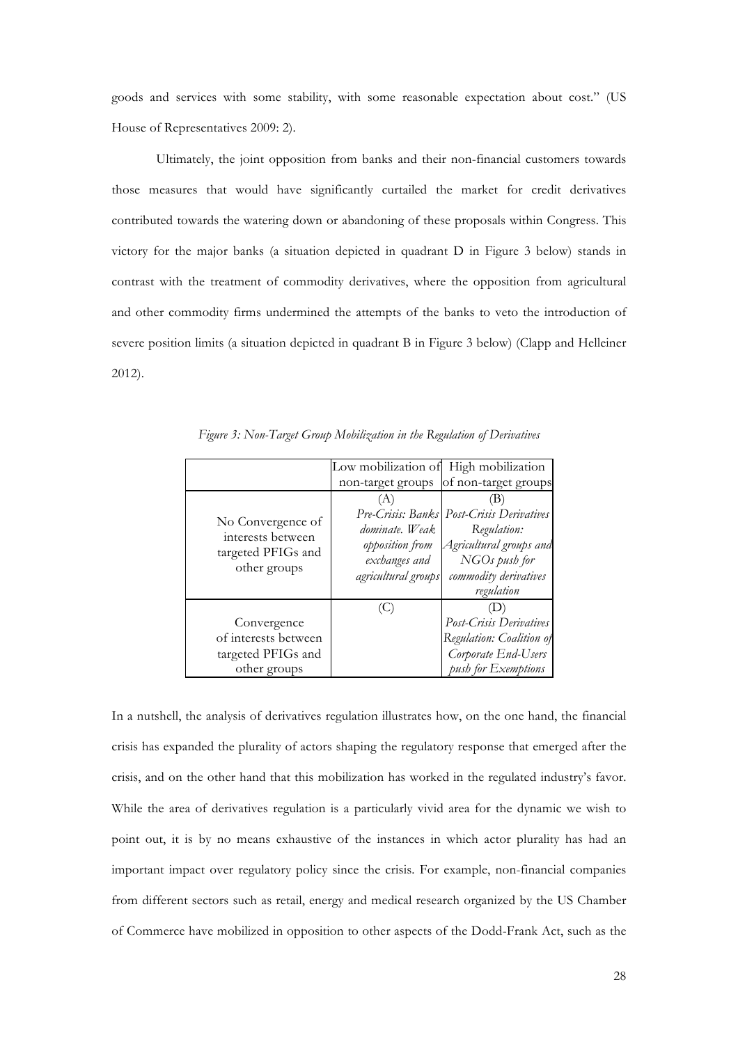goods and services with some stability, with some reasonable expectation about cost." (US House of Representatives 2009: 2).

Ultimately, the joint opposition from banks and their non-financial customers towards those measures that would have significantly curtailed the market for credit derivatives contributed towards the watering down or abandoning of these proposals within Congress. This victory for the major banks (a situation depicted in quadrant D in Figure 3 below) stands in contrast with the treatment of commodity derivatives, where the opposition from agricultural and other commodity firms undermined the attempts of the banks to veto the introduction of severe position limits (a situation depicted in quadrant B in Figure 3 below) (Clapp and Helleiner 2012).

*Figure 3: Non-Target Group Mobilization in the Regulation of Derivatives*

| | Low mobilization of non-target groups | High mobilization of non-target groups |
|---|---|---|
| No Convergence of interests between targeted PFIGs and other groups | (A) *Pre-Crisis: Banks dominate. Weak opposition from exchanges and agricultural groups* | (B) *Post-Crisis Derivatives Regulation: Agricultural groups and NGOs push for commodity derivatives regulation* |
| Convergence of interests between targeted PFIGs and other groups | (C) | (D) *Post-Crisis Derivatives Regulation: Coalition of Corporate End-Users push for Exemptions* |

In a nutshell, the analysis of derivatives regulation illustrates how, on the one hand, the financial crisis has expanded the plurality of actors shaping the regulatory response that emerged after the crisis, and on the other hand that this mobilization has worked in the regulated industry's favor. While the area of derivatives regulation is a particularly vivid area for the dynamic we wish to point out, it is by no means exhaustive of the instances in which actor plurality has had an important impact over regulatory policy since the crisis. For example, non-financial companies from different sectors such as retail, energy and medical research organized by the US Chamber of Commerce have mobilized in opposition to other aspects of the Dodd-Frank Act, such as the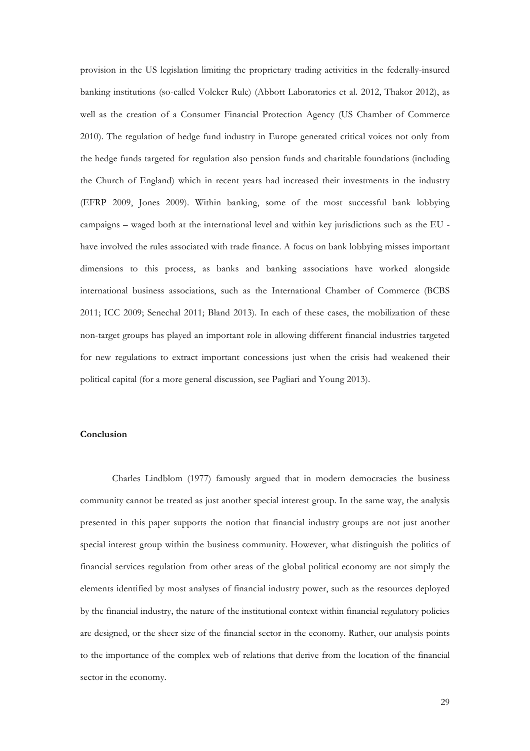provision in the US legislation limiting the proprietary trading activities in the federally-insured banking institutions (so-called Volcker Rule) (Abbott Laboratories et al. 2012, Thakor 2012), as well as the creation of a Consumer Financial Protection Agency (US Chamber of Commerce 2010). The regulation of hedge fund industry in Europe generated critical voices not only from the hedge funds targeted for regulation also pension funds and charitable foundations (including the Church of England) which in recent years had increased their investments in the industry (EFRP 2009, Jones 2009). Within banking, some of the most successful bank lobbying campaigns – waged both at the international level and within key jurisdictions such as the EU - have involved the rules associated with trade finance. A focus on bank lobbying misses important dimensions to this process, as banks and banking associations have worked alongside international business associations, such as the International Chamber of Commerce (BCBS 2011; ICC 2009; Senechal 2011; Bland 2013). In each of these cases, the mobilization of these non-target groups has played an important role in allowing different financial industries targeted for new regulations to extract important concessions just when the crisis had weakened their political capital (for a more general discussion, see Pagliari and Young 2013).

## Conclusion

Charles Lindblom (1977) famously argued that in modern democracies the business community cannot be treated as just another special interest group. In the same way, the analysis presented in this paper supports the notion that financial industry groups are not just another special interest group within the business community. However, what distinguish the politics of financial services regulation from other areas of the global political economy are not simply the elements identified by most analyses of financial industry power, such as the resources deployed by the financial industry, the nature of the institutional context within financial regulatory policies are designed, or the sheer size of the financial sector in the economy. Rather, our analysis points to the importance of the complex web of relations that derive from the location of the financial sector in the economy.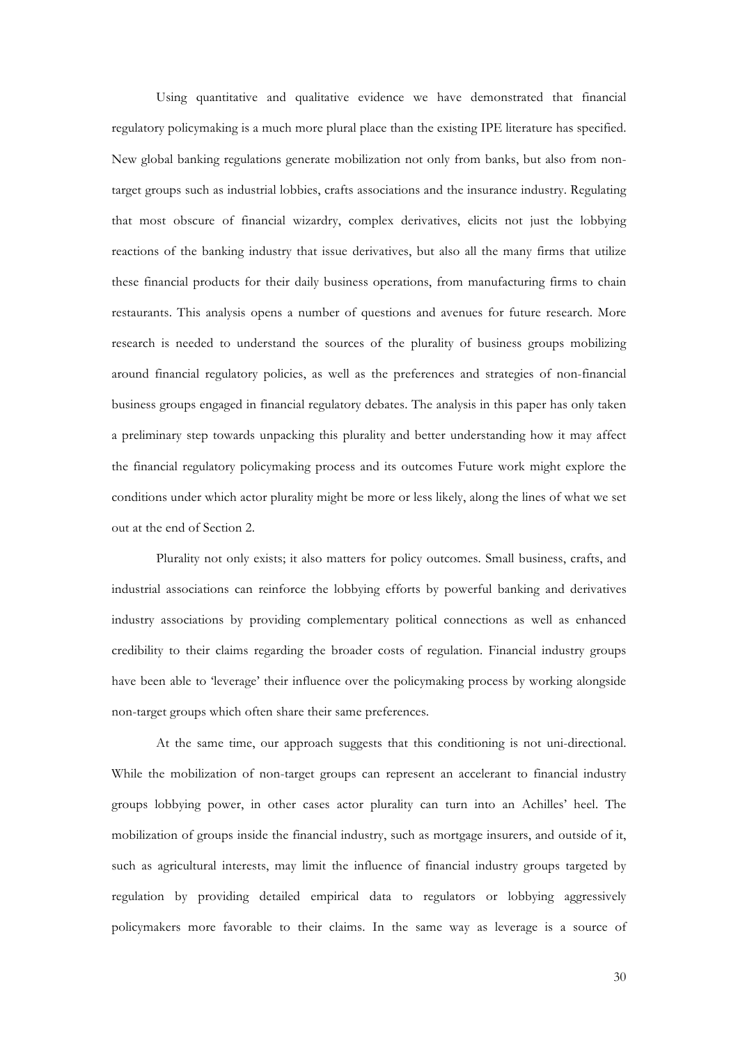Using quantitative and qualitative evidence we have demonstrated that financial regulatory policymaking is a much more plural place than the existing IPE literature has specified. New global banking regulations generate mobilization not only from banks, but also from non-target groups such as industrial lobbies, crafts associations and the insurance industry. Regulating that most obscure of financial wizardry, complex derivatives, elicits not just the lobbying reactions of the banking industry that issue derivatives, but also all the many firms that utilize these financial products for their daily business operations, from manufacturing firms to chain restaurants. This analysis opens a number of questions and avenues for future research. More research is needed to understand the sources of the plurality of business groups mobilizing around financial regulatory policies, as well as the preferences and strategies of non-financial business groups engaged in financial regulatory debates. The analysis in this paper has only taken a preliminary step towards unpacking this plurality and better understanding how it may affect the financial regulatory policymaking process and its outcomes Future work might explore the conditions under which actor plurality might be more or less likely, along the lines of what we set out at the end of Section 2.

Plurality not only exists; it also matters for policy outcomes. Small business, crafts, and industrial associations can reinforce the lobbying efforts by powerful banking and derivatives industry associations by providing complementary political connections as well as enhanced credibility to their claims regarding the broader costs of regulation. Financial industry groups have been able to 'leverage' their influence over the policymaking process by working alongside non-target groups which often share their same preferences.

At the same time, our approach suggests that this conditioning is not uni-directional. While the mobilization of non-target groups can represent an accelerant to financial industry groups lobbying power, in other cases actor plurality can turn into an Achilles' heel. The mobilization of groups inside the financial industry, such as mortgage insurers, and outside of it, such as agricultural interests, may limit the influence of financial industry groups targeted by regulation by providing detailed empirical data to regulators or lobbying aggressively policymakers more favorable to their claims. In the same way as leverage is a source of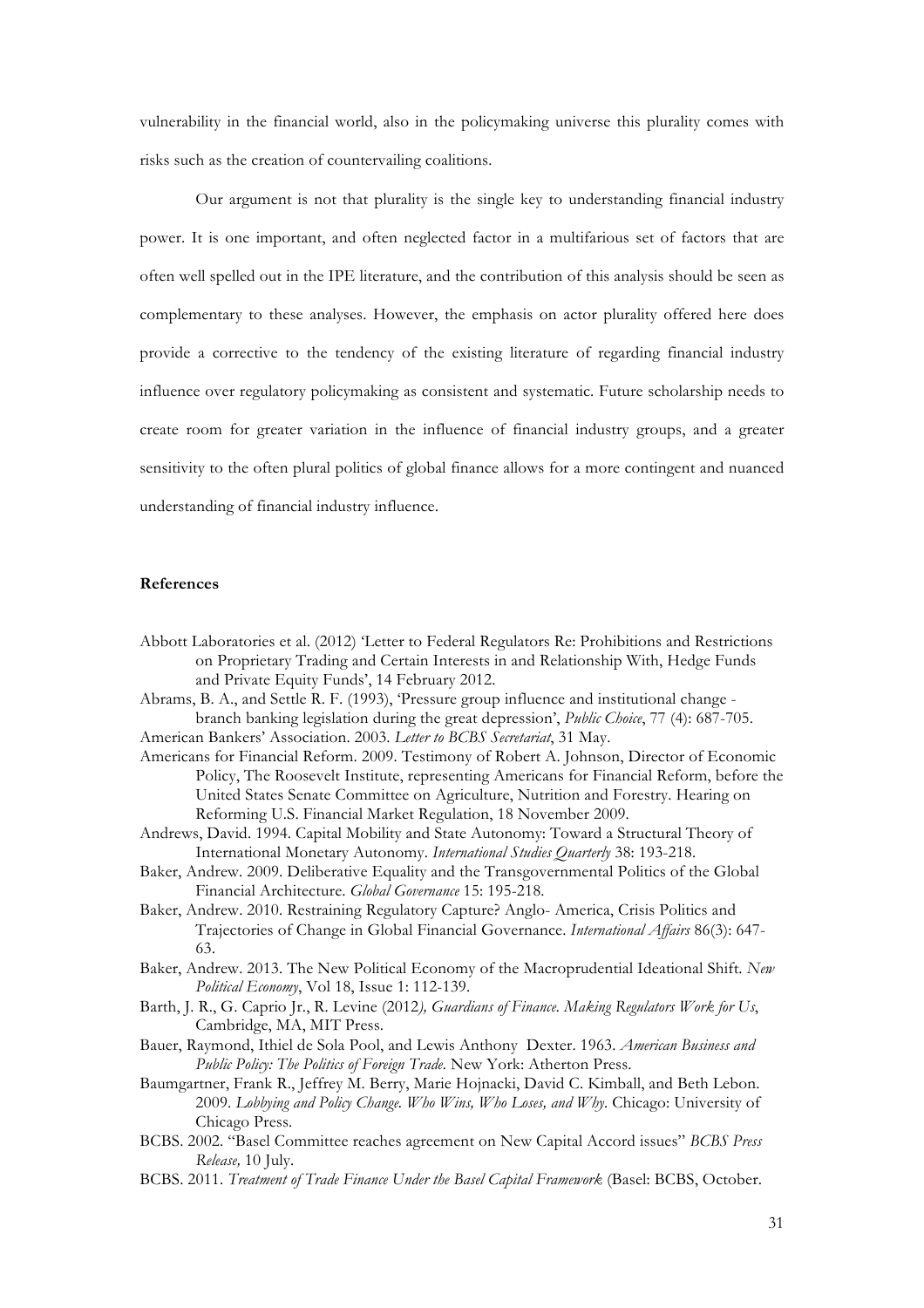vulnerability in the financial world, also in the policymaking universe this plurality comes with risks such as the creation of countervailing coalitions.

Our argument is not that plurality is the single key to understanding financial industry power. It is one important, and often neglected factor in a multifarious set of factors that are often well spelled out in the IPE literature, and the contribution of this analysis should be seen as complementary to these analyses. However, the emphasis on actor plurality offered here does provide a corrective to the tendency of the existing literature of regarding financial industry influence over regulatory policymaking as consistent and systematic. Future scholarship needs to create room for greater variation in the influence of financial industry groups, and a greater sensitivity to the often plural politics of global finance allows for a more contingent and nuanced understanding of financial industry influence.

**References**

Abbott Laboratories et al. (2012) 'Letter to Federal Regulators Re: Prohibitions and Restrictions on Proprietary Trading and Certain Interests in and Relationship With, Hedge Funds and Private Equity Funds', 14 February 2012.

Abrams, B. A., and Settle R. F. (1993), 'Pressure group influence and institutional change - branch banking legislation during the great depression', *Public Choice*, 77 (4): 687-705.

American Bankers' Association. 2003. *Letter to BCBS Secretariat*, 31 May.

Americans for Financial Reform. 2009. Testimony of Robert A. Johnson, Director of Economic Policy, The Roosevelt Institute, representing Americans for Financial Reform, before the United States Senate Committee on Agriculture, Nutrition and Forestry. Hearing on Reforming U.S. Financial Market Regulation, 18 November 2009.

Andrews, David. 1994. Capital Mobility and State Autonomy: Toward a Structural Theory of International Monetary Autonomy. *International Studies Quarterly* 38: 193-218.

Baker, Andrew. 2009. Deliberative Equality and the Transgovernmental Politics of the Global Financial Architecture. *Global Governance* 15: 195-218.

Baker, Andrew. 2010. Restraining Regulatory Capture? Anglo- America, Crisis Politics and Trajectories of Change in Global Financial Governance. *International Affairs* 86(3): 647-63.

Baker, Andrew. 2013. The New Political Economy of the Macroprudential Ideational Shift. *New Political Economy*, Vol 18, Issue 1: 112-139.

Barth, J. R., G. Caprio Jr., R. Levine (2012*), Guardians of Finance. Making Regulators Work for Us*, Cambridge, MA, MIT Press.

Bauer, Raymond, Ithiel de Sola Pool, and Lewis Anthony Dexter. 1963. *American Business and Public Policy: The Politics of Foreign Trade*. New York: Atherton Press.

Baumgartner, Frank R., Jeffrey M. Berry, Marie Hojnacki, David C. Kimball, and Beth Lebon. 2009. *Lobbying and Policy Change. Who Wins, Who Loses, and Why*. Chicago: University of Chicago Press.

BCBS. 2002. "Basel Committee reaches agreement on New Capital Accord issues" *BCBS Press Release,* 10 July.

BCBS. 2011. *Treatment of Trade Finance Under the Basel Capital Framework* (Basel: BCBS, October.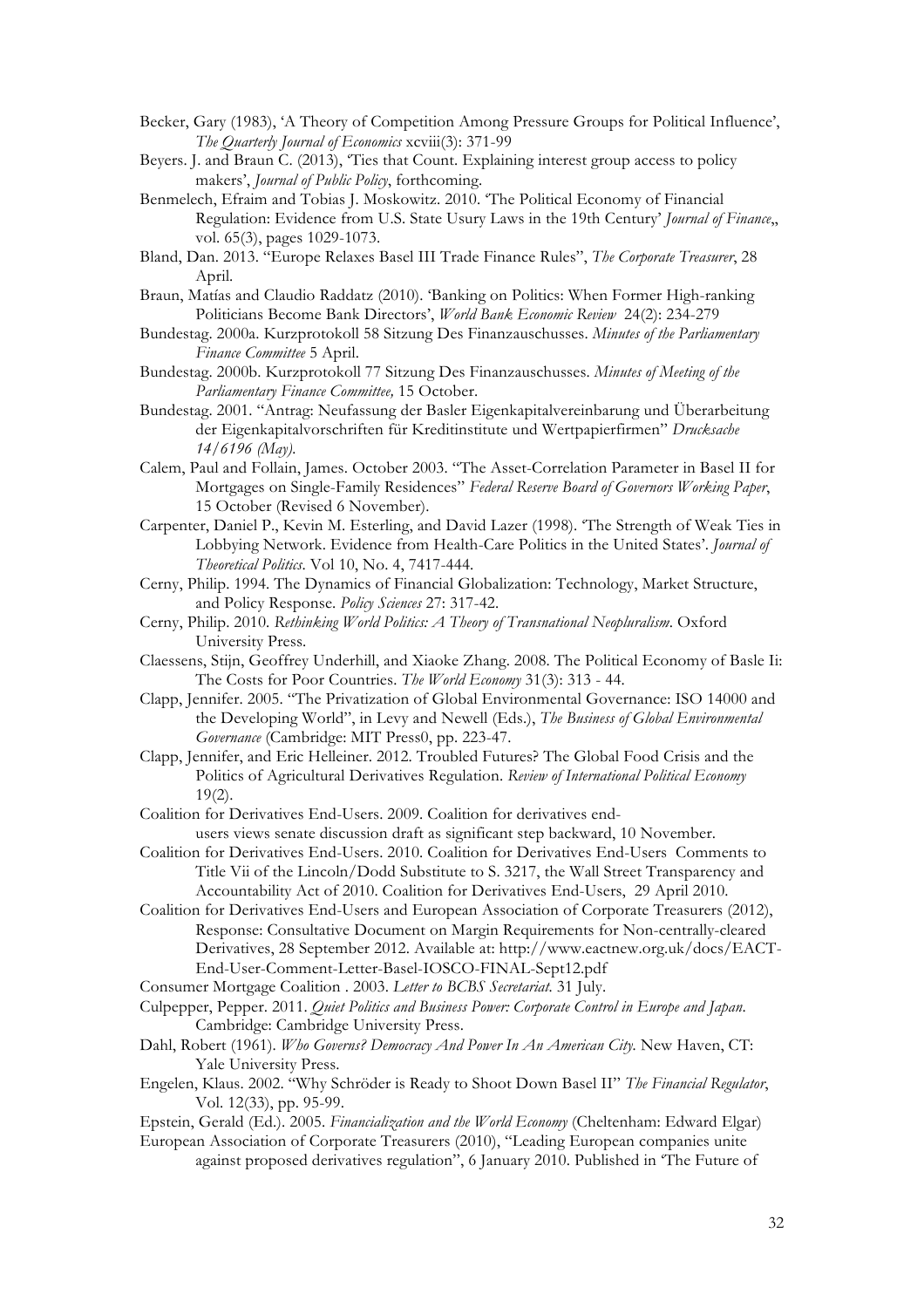Becker, Gary (1983), 'A Theory of Competition Among Pressure Groups for Political Influence', *The Quarterly Journal of Economics* xcviii(3): 371-99

Beyers. J. and Braun C. (2013), 'Ties that Count. Explaining interest group access to policy makers', *Journal of Public Policy*, forthcoming.

Benmelech, Efraim and Tobias J. Moskowitz. 2010. 'The Political Economy of Financial Regulation: Evidence from U.S. State Usury Laws in the 19th Century' *Journal of Finance*,, vol. 65(3), pages 1029-1073.

Bland, Dan. 2013. "Europe Relaxes Basel III Trade Finance Rules", *The Corporate Treasurer*, 28 April.

Braun, Matías and Claudio Raddatz (2010). 'Banking on Politics: When Former High-ranking Politicians Become Bank Directors', *World Bank Economic Review* 24(2): 234-279

Bundestag. 2000a. Kurzprotokoll 58 Sitzung Des Finanzauschusses. *Minutes of the Parliamentary Finance Committee* 5 April.

Bundestag. 2000b. Kurzprotokoll 77 Sitzung Des Finanzauschusses. *Minutes of Meeting of the Parliamentary Finance Committee,* 15 October.

Bundestag. 2001. "Antrag: Neufassung der Basler Eigenkapitalvereinbarung und Überarbeitung der Eigenkapitalvorschriften für Kreditinstitute und Wertpapierfirmen" *Drucksache 14/6196 (May).*

Calem, Paul and Follain, James. October 2003. "The Asset-Correlation Parameter in Basel II for Mortgages on Single-Family Residences" *Federal Reserve Board of Governors Working Paper*, 15 October (Revised 6 November).

Carpenter, Daniel P., Kevin M. Esterling, and David Lazer (1998). 'The Strength of Weak Ties in Lobbying Network. Evidence from Health-Care Politics in the United States'. *Journal of Theoretical Politics*. Vol 10, No. 4, 7417-444.

Cerny, Philip. 1994. The Dynamics of Financial Globalization: Technology, Market Structure, and Policy Response. *Policy Sciences* 27: 317-42.

Cerny, Philip. 2010. *Rethinking World Politics: A Theory of Transnational Neopluralism*. Oxford University Press.

Claessens, Stijn, Geoffrey Underhill, and Xiaoke Zhang. 2008. The Political Economy of Basle Ii: The Costs for Poor Countries. *The World Economy* 31(3): 313 - 44.

Clapp, Jennifer. 2005. "The Privatization of Global Environmental Governance: ISO 14000 and the Developing World", in Levy and Newell (Eds.), *The Business of Global Environmental Governance* (Cambridge: MIT Press0, pp. 223-47.

Clapp, Jennifer, and Eric Helleiner. 2012. Troubled Futures? The Global Food Crisis and the Politics of Agricultural Derivatives Regulation. *Review of International Political Economy* 19(2).

Coalition for Derivatives End-Users. 2009. Coalition for derivatives end-users views senate discussion draft as significant step backward, 10 November.

Coalition for Derivatives End-Users. 2010. Coalition for Derivatives End-Users Comments to Title Vii of the Lincoln/Dodd Substitute to S. 3217, the Wall Street Transparency and Accountability Act of 2010. Coalition for Derivatives End-Users, 29 April 2010.

Coalition for Derivatives End-Users and European Association of Corporate Treasurers (2012), Response: Consultative Document on Margin Requirements for Non-centrally-cleared Derivatives, 28 September 2012. Available at: http://www.eactnew.org.uk/docs/EACT-End-User-Comment-Letter-Basel-IOSCO-FINAL-Sept12.pdf

Consumer Mortgage Coalition . 2003. *Letter to BCBS Secretariat*. 31 July.

Culpepper, Pepper. 2011. *Quiet Politics and Business Power: Corporate Control in Europe and Japan*. Cambridge: Cambridge University Press.

Dahl, Robert (1961). *Who Governs? Democracy And Power In An American City*. New Haven, CT: Yale University Press.

Engelen, Klaus. 2002. "Why Schröder is Ready to Shoot Down Basel II" *The Financial Regulator*, Vol. 12(33), pp. 95-99.

Epstein, Gerald (Ed.). 2005. *Financialization and the World Economy* (Cheltenham: Edward Elgar)

European Association of Corporate Treasurers (2010), "Leading European companies unite against proposed derivatives regulation", 6 January 2010. Published in 'The Future of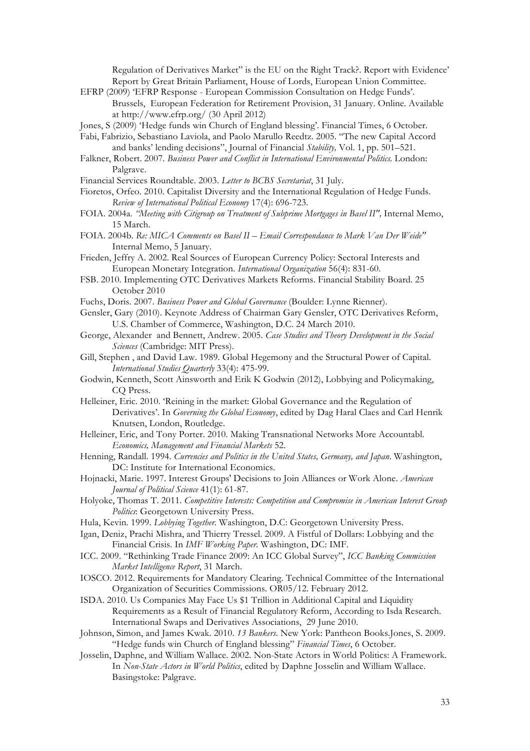Regulation of Derivatives Market" is the EU on the Right Track?. Report with Evidence' Report by Great Britain Parliament, House of Lords, European Union Committee.

EFRP (2009) 'EFRP Response - European Commission Consultation on Hedge Funds'. Brussels, European Federation for Retirement Provision, 31 January. Online. Available at http://www.efrp.org/ (30 April 2012)

Jones, S (2009) 'Hedge funds win Church of England blessing'. Financial Times, 6 October.

Fabi, Fabrizio, Sebastiano Laviola, and Paolo Marullo Reedtz. 2005. "The new Capital Accord and banks' lending decisions", Journal of Financial *Stability,* Vol. 1, pp. 501–521.

Falkner, Robert. 2007. *Business Power and Conflict in International Environmental Politics.* London: Palgrave.

Financial Services Roundtable. 2003. *Letter to BCBS Secretariat*, 31 July.

Fioretos, Orfeo. 2010. Capitalist Diversity and the International Regulation of Hedge Funds. *Review of International Political Economy* 17(4): 696-723.

FOIA. 2004a. *"Meeting with Citigroup on Treatment of Subprime Mortgages in Basel II",* Internal Memo, 15 March.

FOIA. 2004b. *Re: MICA Comments on Basel II – Email Correspondance to Mark Van Der Weide"* Internal Memo, 5 January.

Frieden, Jeffry A. 2002. Real Sources of European Currency Policy: Sectoral Interests and European Monetary Integration. *International Organization* 56(4): 831-60.

FSB. 2010. Implementing OTC Derivatives Markets Reforms. Financial Stability Board. 25 October 2010

Fuchs, Doris. 2007. *Business Power and Global Governance* (Boulder: Lynne Rienner).

Gensler, Gary (2010). Keynote Address of Chairman Gary Gensler, OTC Derivatives Reform, U.S. Chamber of Commerce, Washington, D.C. 24 March 2010.

George, Alexander and Bennett, Andrew. 2005. *Case Studies and Theory Development in the Social Sciences* (Cambridge: MIT Press).

Gill, Stephen , and David Law. 1989. Global Hegemony and the Structural Power of Capital. *International Studies Quarterly* 33(4): 475-99.

Godwin, Kenneth, Scott Ainsworth and Erik K Godwin (2012), Lobbying and Policymaking, CQ Press.

Helleiner, Eric. 2010. 'Reining in the market: Global Governance and the Regulation of Derivatives'. In *Governing the Global Economy*, edited by Dag Haral Claes and Carl Henrik Knutsen, London, Routledge.

Helleiner, Eric, and Tony Porter. 2010. Making Transnational Networks More Accountabl. *Economics, Management and Financial Markets* 52.

Henning, Randall. 1994. *Currencies and Politics in the United States, Germany, and Japan*. Washington, DC: Institute for International Economics.

Hojnacki, Marie. 1997. Interest Groups' Decisions to Join Alliances or Work Alone. *American Journal of Political Science* 41(1): 61-87.

Holyoke, Thomas T. 2011. *Competitive Interests: Competition and Compromise in American Interest Group Politics*: Georgetown University Press.

Hula, Kevin. 1999. *Lobbying Together*. Washington, D.C: Georgetown University Press.

Igan, Deniz, Prachi Mishra, and Thierry Tressel. 2009. A Fistful of Dollars: Lobbying and the Financial Crisis. In *IMF Working Paper*. Washington, DC: IMF.

ICC. 2009. "Rethinking Trade Finance 2009: An ICC Global Survey", *ICC Banking Commission Market Intelligence Report*, 31 March.

IOSCO. 2012. Requirements for Mandatory Clearing. Technical Committee of the International Organization of Securities Commissions. OR05/12. February 2012.

ISDA. 2010. Us Companies May Face Us $1 Trillion in Additional Capital and Liquidity Requirements as a Result of Financial Regulatory Reform, According to Isda Research. International Swaps and Derivatives Associations, 29 June 2010.

Johnson, Simon, and James Kwak. 2010. *13 Bankers*. New York: Pantheon Books.Jones, S. 2009. "Hedge funds win Church of England blessing" *Financial Times*, 6 October.

Josselin, Daphne, and William Wallace. 2002. Non-State Actors in World Politics: A Framework. In *Non-State Actors in World Politics*, edited by Daphne Josselin and William Wallace. Basingstoke: Palgrave.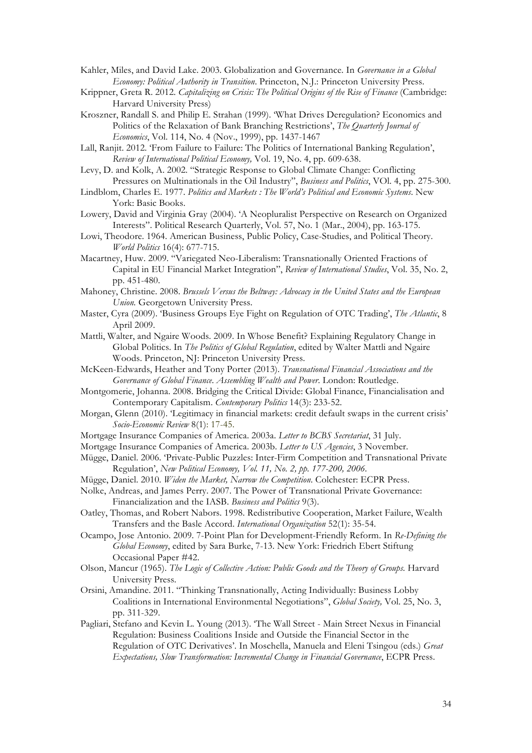Kahler, Miles, and David Lake. 2003. Globalization and Governance. In *Governance in a Global Economy: Political Authority in Transition*. Princeton, N.J.: Princeton University Press.

Krippner, Greta R. 2012. *Capitalizing on Crisis: The Political Origins of the Rise of Finance* (Cambridge: Harvard University Press)

Kroszner, Randall S. and Philip E. Strahan (1999). 'What Drives Deregulation? Economics and Politics of the Relaxation of Bank Branching Restrictions', *The Quarterly Journal of Economics*, Vol. 114, No. 4 (Nov., 1999), pp. 1437-1467

Lall, Ranjit. 2012. 'From Failure to Failure: The Politics of International Banking Regulation', *Review of International Political Economy,* Vol. 19, No. 4, pp. 609-638.

Levy, D. and Kolk, A. 2002. "Strategic Response to Global Climate Change: Conflicting Pressures on Multinationals in the Oil Industry", *Business and Politics*, VOl. 4, pp. 275-300.

Lindblom, Charles E. 1977. *Politics and Markets : The World's Political and Economic Systems*. New York: Basic Books.

Lowery, David and Virginia Gray (2004). 'A Neopluralist Perspective on Research on Organized Interests". Political Research Quarterly, Vol. 57, No. 1 (Mar., 2004), pp. 163-175.

Lowi, Theodore. 1964. American Business, Public Policy, Case-Studies, and Political Theory. *World Politics* 16(4): 677-715.

Macartney, Huw. 2009. "Variegated Neo-Liberalism: Transnationally Oriented Fractions of Capital in EU Financial Market Integration", *Review of International Studies*, Vol. 35, No. 2, pp. 451-480.

Mahoney, Christine. 2008. *Brussels Versus the Beltway: Advocacy in the United States and the European Union.* Georgetown University Press.

Master, Cyra (2009). 'Business Groups Eye Fight on Regulation of OTC Trading', *The Atlantic*, 8 April 2009.

Mattli, Walter, and Ngaire Woods. 2009. In Whose Benefit? Explaining Regulatory Change in Global Politics. In *The Politics of Global Regulation*, edited by Walter Mattli and Ngaire Woods. Princeton, NJ: Princeton University Press.

McKeen-Edwards, Heather and Tony Porter (2013). *Transnational Financial Associations and the Governance of Global Finance*. *Assembling Wealth and Power*. London: Routledge.

Montgomerie, Johanna. 2008. Bridging the Critical Divide: Global Finance, Financialisation and Contemporary Capitalism. *Contemporary Politics* 14(3): 233-52.

Morgan, Glenn (2010). 'Legitimacy in financial markets: credit default swaps in the current crisis' *Socio-Economic Review* 8(1): 17-45.

Mortgage Insurance Companies of America. 2003a. *Letter to BCBS Secretariat*, 31 July.

Mortgage Insurance Companies of America. 2003b. *Letter to US Agencies*, 3 November.

Mügge, Daniel. 2006. 'Private-Public Puzzles: Inter-Firm Competition and Transnational Private Regulation', *New Political Economy, Vol. 11, No. 2, pp. 177-200, 2006*.

Mügge, Daniel. 2010. *Widen the Market, Narrow the Competition*. Colchester: ECPR Press.

Nolke, Andreas, and James Perry. 2007. The Power of Transnational Private Governance: Financialization and the IASB. *Business and Politics* 9(3).

Oatley, Thomas, and Robert Nabors. 1998. Redistributive Cooperation, Market Failure, Wealth Transfers and the Basle Accord. *International Organization* 52(1): 35-54.

Ocampo, Jose Antonio. 2009. 7-Point Plan for Development-Friendly Reform. In *Re-Defining the Global Economy*, edited by Sara Burke, 7-13. New York: Friedrich Ebert Stiftung Occasional Paper #42.

Olson, Mancur (1965). *The Logic of Collective Action: Public Goods and the Theory of Groups*. Harvard University Press.

Orsini, Amandine. 2011. "Thinking Transnationally, Acting Individually: Business Lobby Coalitions in International Environmental Negotiations", *Global Society,* Vol. 25, No. 3, pp. 311-329.

Pagliari, Stefano and Kevin L. Young (2013). 'The Wall Street - Main Street Nexus in Financial Regulation: Business Coalitions Inside and Outside the Financial Sector in the Regulation of OTC Derivatives'. In Moschella, Manuela and Eleni Tsingou (eds.) *Great Expectations, Slow Transformation: Incremental Change in Financial Governance*, ECPR Press.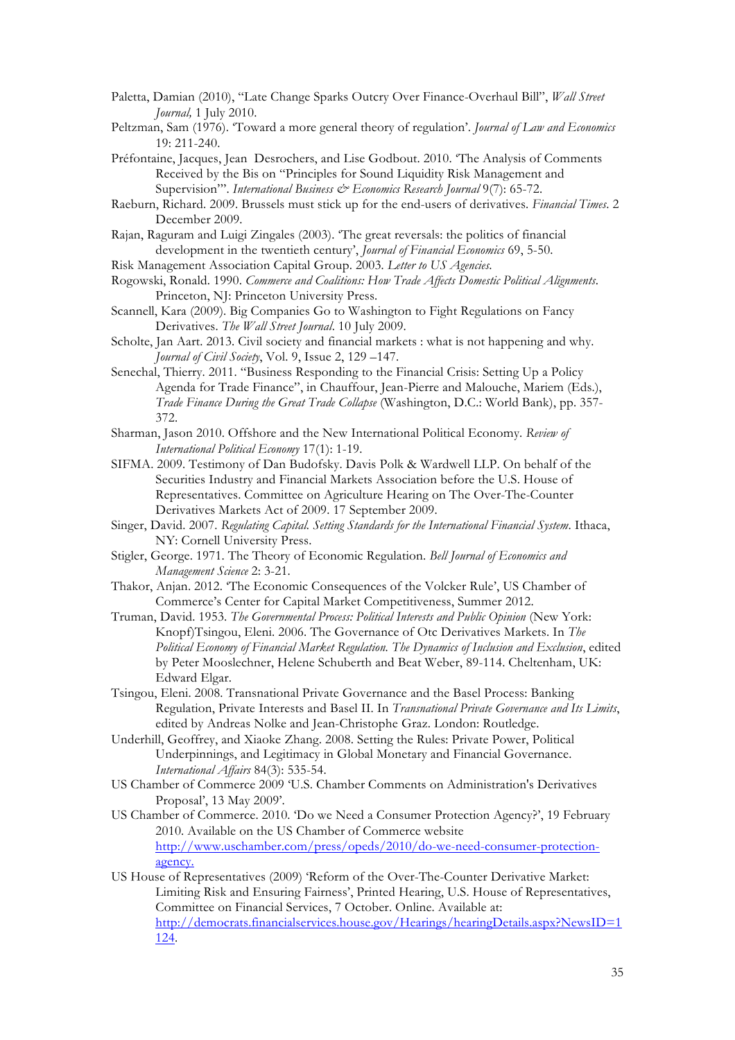Paletta, Damian (2010), "Late Change Sparks Outcry Over Finance-Overhaul Bill", *Wall Street Journal,* 1 July 2010.

Peltzman, Sam (1976). 'Toward a more general theory of regulation'. *Journal of Law and Economics* 19: 211-240.

Préfontaine, Jacques, Jean Desrochers, and Lise Godbout. 2010. 'The Analysis of Comments Received by the Bis on "Principles for Sound Liquidity Risk Management and Supervision"'. *International Business & Economics Research Journal* 9(7): 65-72.

Raeburn, Richard. 2009. Brussels must stick up for the end-users of derivatives. *Financial Times*. 2 December 2009.

Rajan, Raguram and Luigi Zingales (2003). 'The great reversals: the politics of financial development in the twentieth century', *Journal of Financial Economics* 69, 5-50.

Risk Management Association Capital Group. 2003. *Letter to US Agencies.*

Rogowski, Ronald. 1990. *Commerce and Coalitions: How Trade Affects Domestic Political Alignments*. Princeton, NJ: Princeton University Press.

Scannell, Kara (2009). Big Companies Go to Washington to Fight Regulations on Fancy Derivatives. *The Wall Street Journal*. 10 July 2009.

Scholte, Jan Aart. 2013. Civil society and financial markets : what is not happening and why. *Journal of Civil Society*, Vol. 9, Issue 2, 129 –147.

Senechal, Thierry. 2011. "Business Responding to the Financial Crisis: Setting Up a Policy Agenda for Trade Finance", in Chauffour, Jean-Pierre and Malouche, Mariem (Eds.), *Trade Finance During the Great Trade Collapse* (Washington, D.C.: World Bank), pp. 357-372.

Sharman, Jason 2010. Offshore and the New International Political Economy. *Review of International Political Economy* 17(1): 1-19.

SIFMA. 2009. Testimony of Dan Budofsky. Davis Polk & Wardwell LLP. On behalf of the Securities Industry and Financial Markets Association before the U.S. House of Representatives. Committee on Agriculture Hearing on The Over-The-Counter Derivatives Markets Act of 2009. 17 September 2009.

Singer, David. 2007. *Regulating Capital. Setting Standards for the International Financial System*. Ithaca, NY: Cornell University Press.

Stigler, George. 1971. The Theory of Economic Regulation. *Bell Journal of Economics and Management Science* 2: 3-21.

Thakor, Anjan. 2012. 'The Economic Consequences of the Volcker Rule', US Chamber of Commerce's Center for Capital Market Competitiveness, Summer 2012.

Truman, David. 1953. *The Governmental Process: Political Interests and Public Opinion* (New York: Knopf)Tsingou, Eleni. 2006. The Governance of Otc Derivatives Markets. In *The Political Economy of Financial Market Regulation. The Dynamics of Inclusion and Exclusion*, edited by Peter Mooslechner, Helene Schuberth and Beat Weber, 89-114. Cheltenham, UK: Edward Elgar.

Tsingou, Eleni. 2008. Transnational Private Governance and the Basel Process: Banking Regulation, Private Interests and Basel II. In *Transnational Private Governance and Its Limits*, edited by Andreas Nolke and Jean-Christophe Graz. London: Routledge.

Underhill, Geoffrey, and Xiaoke Zhang. 2008. Setting the Rules: Private Power, Political Underpinnings, and Legitimacy in Global Monetary and Financial Governance. *International Affairs* 84(3): 535-54.

US Chamber of Commerce 2009 'U.S. Chamber Comments on Administration's Derivatives Proposal', 13 May 2009'.

US Chamber of Commerce. 2010. 'Do we Need a Consumer Protection Agency?', 19 February 2010. Available on the US Chamber of Commerce website http://www.uschamber.com/press/opeds/2010/do-we-need-consumer-protection-agency.

US House of Representatives (2009) 'Reform of the Over-The-Counter Derivative Market: Limiting Risk and Ensuring Fairness', Printed Hearing, U.S. House of Representatives, Committee on Financial Services, 7 October. Online. Available at: http://democrats.financialservices.house.gov/Hearings/hearingDetails.aspx?NewsID=1124.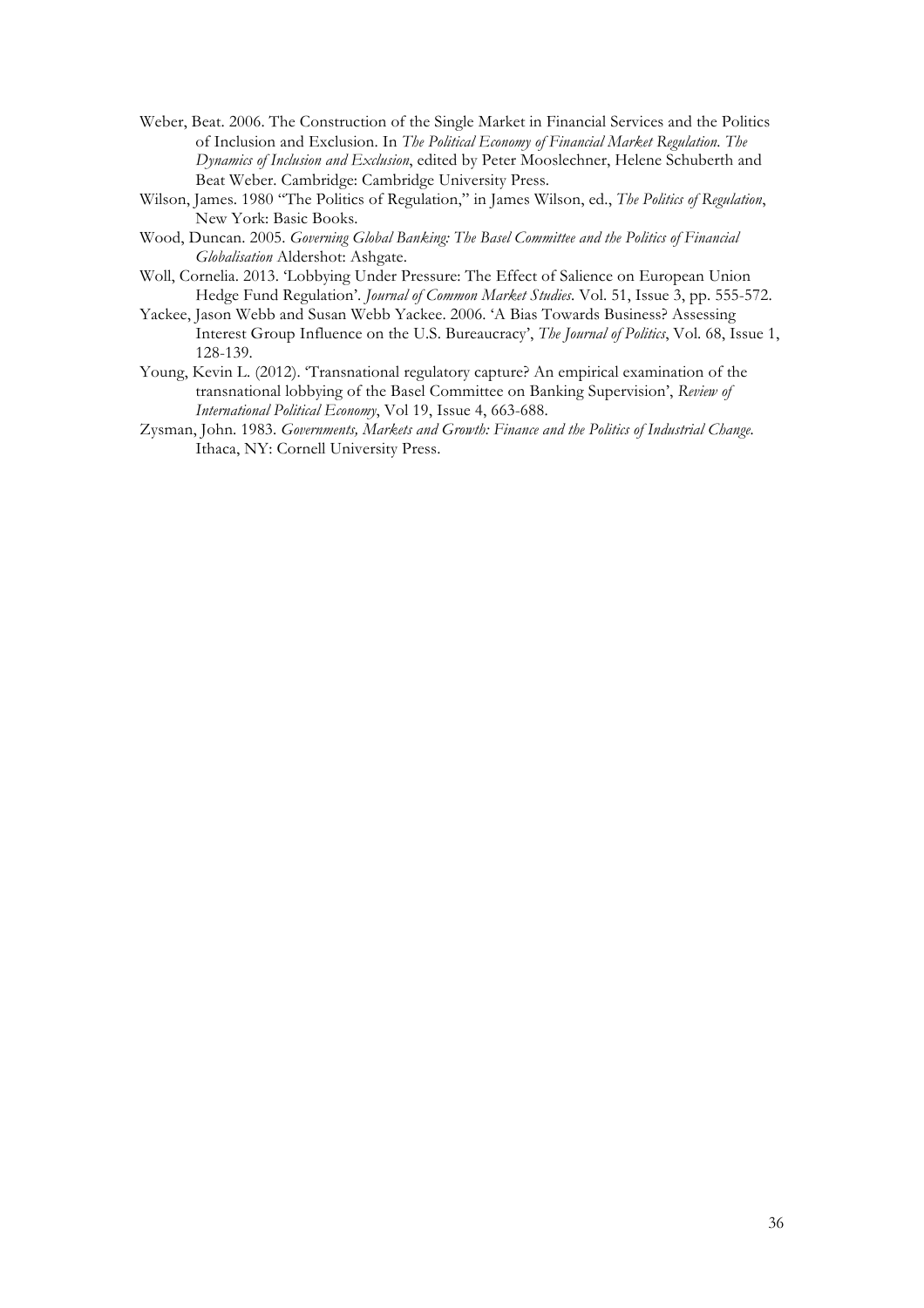Weber, Beat. 2006. The Construction of the Single Market in Financial Services and the Politics of Inclusion and Exclusion. In *The Political Economy of Financial Market Regulation. The Dynamics of Inclusion and Exclusion*, edited by Peter Mooslechner, Helene Schuberth and Beat Weber. Cambridge: Cambridge University Press.

Wilson, James. 1980 "The Politics of Regulation," in James Wilson, ed., *The Politics of Regulation*, New York: Basic Books.

Wood, Duncan. 2005. *Governing Global Banking: The Basel Committee and the Politics of Financial Globalisation* Aldershot: Ashgate.

Woll, Cornelia. 2013. 'Lobbying Under Pressure: The Effect of Salience on European Union Hedge Fund Regulation'. *Journal of Common Market Studies*. Vol. 51, Issue 3, pp. 555-572.

Yackee, Jason Webb and Susan Webb Yackee. 2006. 'A Bias Towards Business? Assessing Interest Group Influence on the U.S. Bureaucracy', *The Journal of Politics*, Vol. 68, Issue 1, 128-139.

Young, Kevin L. (2012). 'Transnational regulatory capture? An empirical examination of the transnational lobbying of the Basel Committee on Banking Supervision', *Review of International Political Economy*, Vol 19, Issue 4, 663-688.

Zysman, John. 1983. *Governments, Markets and Growth: Finance and the Politics of Industrial Change.* Ithaca, NY: Cornell University Press.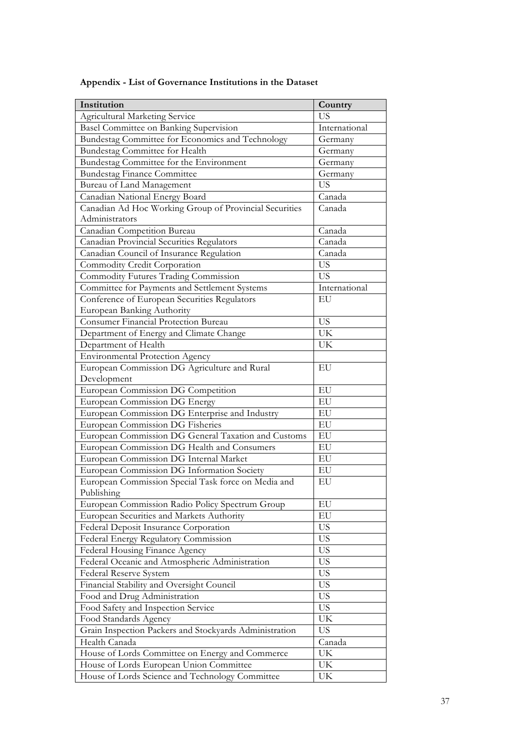**Appendix - List of Governance Institutions in the Dataset**

| Institution | Country |
|---|---|
| Agricultural Marketing Service | US |
| Basel Committee on Banking Supervision | International |
| Bundestag Committee for Economics and Technology | Germany |
| Bundestag Committee for Health | Germany |
| Bundestag Committee for the Environment | Germany |
| Bundestag Finance Committee | Germany |
| Bureau of Land Management | US |
| Canadian National Energy Board | Canada |
| Canadian Ad Hoc Working Group of Provincial Securities Administrators | Canada |
| Canadian Competition Bureau | Canada |
| Canadian Provincial Securities Regulators | Canada |
| Canadian Council of Insurance Regulation | Canada |
| Commodity Credit Corporation | US |
| Commodity Futures Trading Commission | US |
| Committee for Payments and Settlement Systems | International |
| Conference of European Securities Regulators European Banking Authority | EU |
| Consumer Financial Protection Bureau | US |
| Department of Energy and Climate Change | UK |
| Department of Health | UK |
| Environmental Protection Agency | |
| European Commission DG Agriculture and Rural Development | EU |
| European Commission DG Competition | EU |
| European Commission DG Energy | EU |
| European Commission DG Enterprise and Industry | EU |
| European Commission DG Fisheries | EU |
| European Commission DG General Taxation and Customs | EU |
| European Commission DG Health and Consumers | EU |
| European Commission DG Internal Market | EU |
| European Commission DG Information Society | EU |
| European Commission Special Task force on Media and Publishing | EU |
| European Commission Radio Policy Spectrum Group | EU |
| European Securities and Markets Authority | EU |
| Federal Deposit Insurance Corporation | US |
| Federal Energy Regulatory Commission | US |
| Federal Housing Finance Agency | US |
| Federal Oceanic and Atmospheric Administration | US |
| Federal Reserve System | US |
| Financial Stability and Oversight Council | US |
| Food and Drug Administration | US |
| Food Safety and Inspection Service | US |
| Food Standards Agency | UK |
| Grain Inspection Packers and Stockyards Administration | US |
| Health Canada | Canada |
| House of Lords Committee on Energy and Commerce | UK |
| House of Lords European Union Committee | UK |
| House of Lords Science and Technology Committee | UK |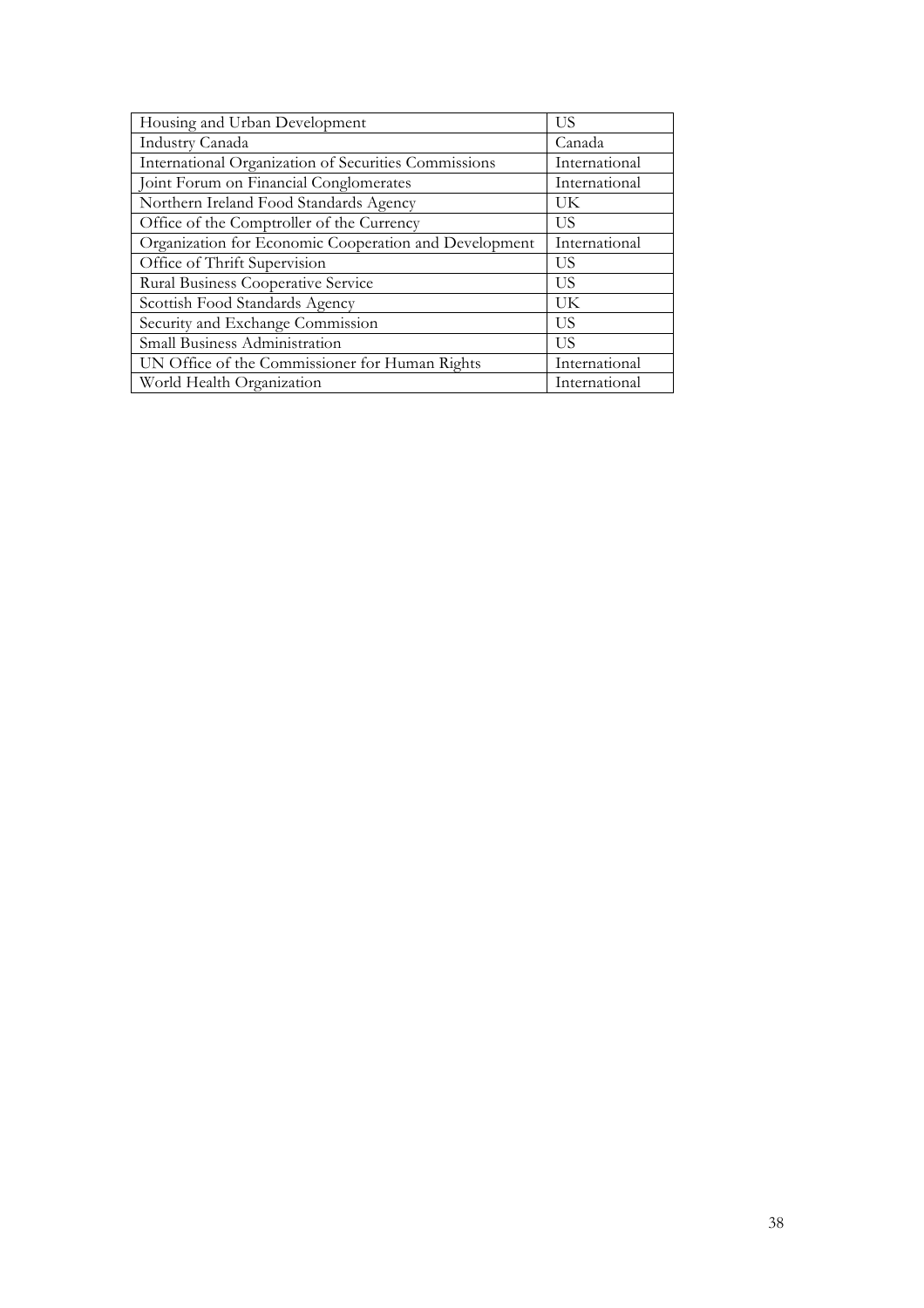| | |
|---|---|
| Housing and Urban Development | US |
| Industry Canada | Canada |
| International Organization of Securities Commissions | International |
| Joint Forum on Financial Conglomerates | International |
| Northern Ireland Food Standards Agency | UK |
| Office of the Comptroller of the Currency | US |
| Organization for Economic Cooperation and Development | International |
| Office of Thrift Supervision | US |
| Rural Business Cooperative Service | US |
| Scottish Food Standards Agency | UK |
| Security and Exchange Commission | US |
| Small Business Administration | US |
| UN Office of the Commissioner for Human Rights | International |
| World Health Organization | International |